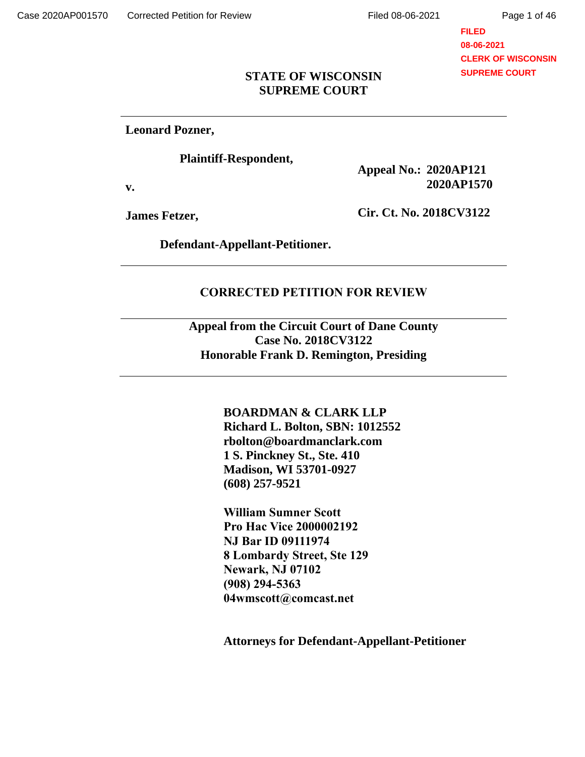**STATE OF WISCONSIN**
**SUPREME COURT**

---

**Leonard Pozner,**

**Plaintiff-Respondent,**

**v.**

**James Fetzer,**

**Defendant-Appellant-Petitioner.**

**Appeal No.: 2020AP121**
**2020AP1570**

**Cir. Ct. No. 2018CV3122**

---

**CORRECTED PETITION FOR REVIEW**

---

**Appeal from the Circuit Court of Dane County**
**Case No. 2018CV3122**
**Honorable Frank D. Remington, Presiding**

---

**BOARDMAN & CLARK LLP**
**Richard L. Bolton, SBN: 1012552**
**rbolton@boardmanclark.com**
**1 S. Pinckney St., Ste. 410**
**Madison, WI 53701-0927**
**(608) 257-9521**

**William Sumner Scott**
**Pro Hac Vice 2000002192**
**NJ Bar ID 09111974**
**8 Lombardy Street, Ste 129**
**Newark, NJ 07102**
**(908) 294-5363**
**04wmscott@comcast.net**

**Attorneys for Defendant-Appellant-Petitioner**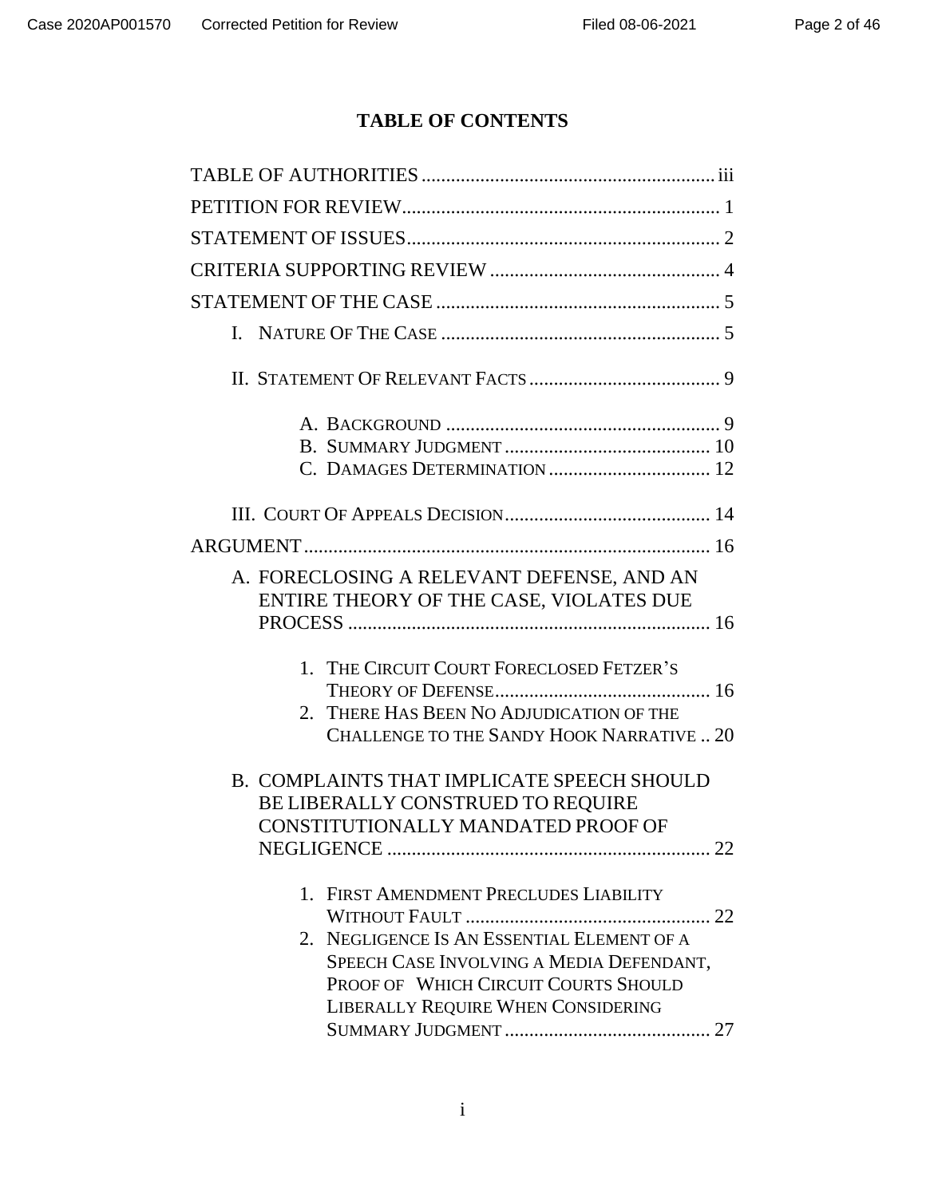# TABLE OF CONTENTS

TABLE OF AUTHORITIES ........................................................... iii

PETITION FOR REVIEW................................................................ 1

STATEMENT OF ISSUES............................................................... 2

CRITERIA SUPPORTING REVIEW .............................................. 4

STATEMENT OF THE CASE ......................................................... 5

- I. NATURE OF THE CASE ......................................................... 5
- II. STATEMENT OF RELEVANT FACTS ...................................... 9
  - A. BACKGROUND ........................................................ 9
  - B. SUMMARY JUDGMENT .......................................... 10
  - C. DAMAGES DETERMINATION ................................. 12
- III. COURT OF APPEALS DECISION.......................................... 14

ARGUMENT.................................................................................. 16

- A. FORECLOSING A RELEVANT DEFENSE, AND AN ENTIRE THEORY OF THE CASE, VIOLATES DUE PROCESS ......................................................................... 16
  1. THE CIRCUIT COURT FORECLOSED FETZER'S THEORY OF DEFENSE............................................ 16
  2. THERE HAS BEEN NO ADJUDICATION OF THE CHALLENGE TO THE SANDY HOOK NARRATIVE .. 20
- B. COMPLAINTS THAT IMPLICATE SPEECH SHOULD BE LIBERALLY CONSTRUED TO REQUIRE CONSTITUTIONALLY MANDATED PROOF OF NEGLIGENCE ................................................................. 22
  1. FIRST AMENDMENT PRECLUDES LIABILITY WITHOUT FAULT .................................................. 22
  2. NEGLIGENCE IS AN ESSENTIAL ELEMENT OF A SPEECH CASE INVOLVING A MEDIA DEFENDANT, PROOF OF WHICH CIRCUIT COURTS SHOULD LIBERALLY REQUIRE WHEN CONSIDERING SUMMARY JUDGMENT .......................................... 27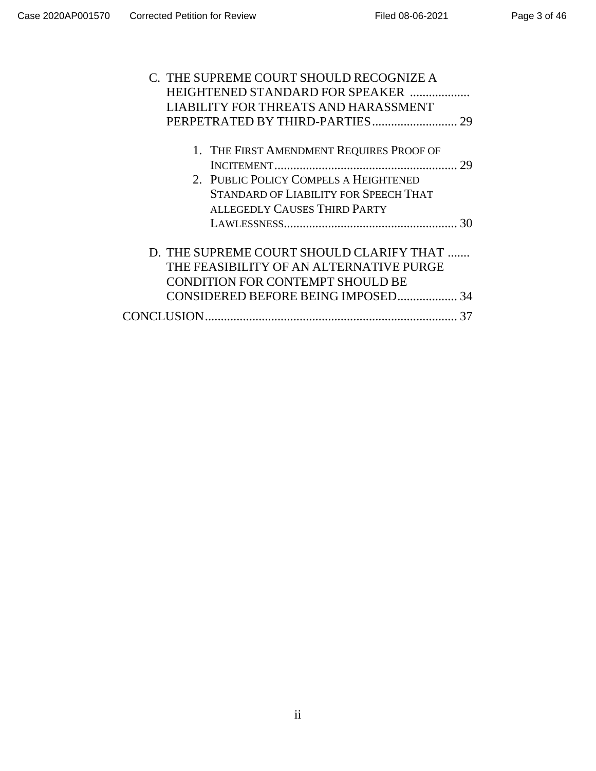C. THE SUPREME COURT SHOULD RECOGNIZE A HEIGHTENED STANDARD FOR SPEAKER LIABILITY FOR THREATS AND HARASSMENT PERPETRATED BY THIRD-PARTIES ........................... 29

   1. THE FIRST AMENDMENT REQUIRES PROOF OF INCITEMENT ........................................................ 29
   2. PUBLIC POLICY COMPELS A HEIGHTENED STANDARD OF LIABILITY FOR SPEECH THAT ALLEGEDLY CAUSES THIRD PARTY LAWLESSNESS ...................................................... 30

D. THE SUPREME COURT SHOULD CLARIFY THAT THE FEASIBILITY OF AN ALTERNATIVE PURGE CONDITION FOR CONTEMPT SHOULD BE CONSIDERED BEFORE BEING IMPOSED ................... 34

CONCLUSION ................................................................................ 37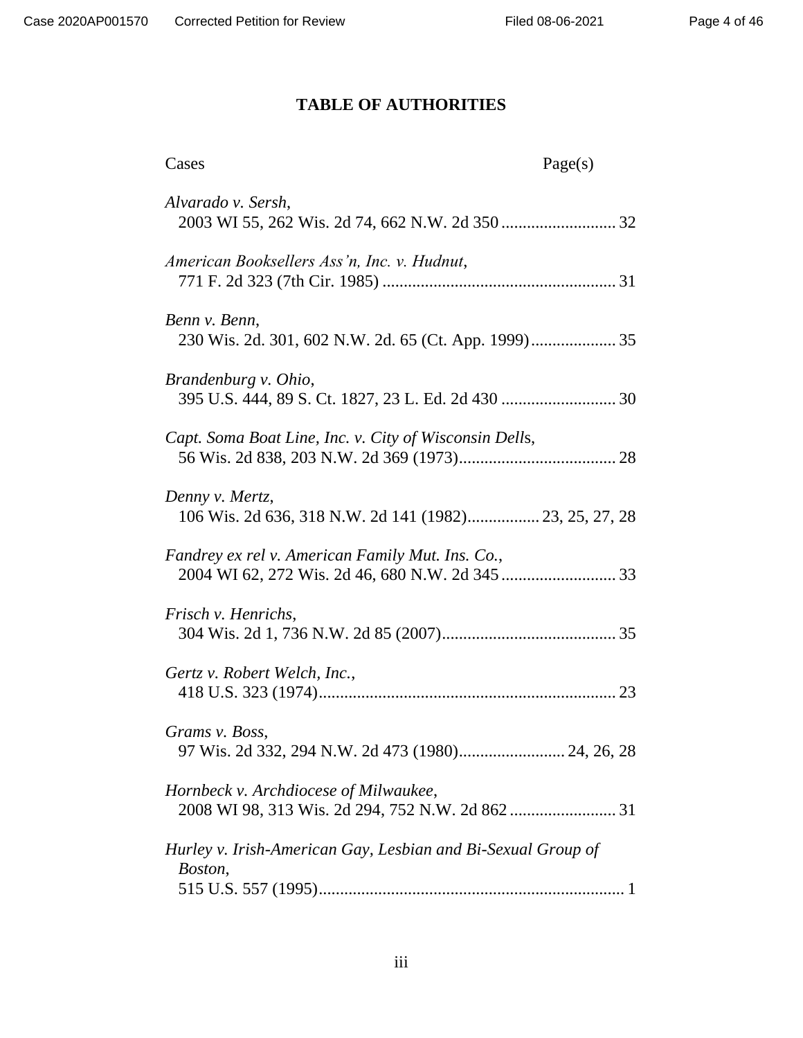# TABLE OF AUTHORITIES

Cases Page(s)

*Alvarado v. Sersh*,
2003 WI 55, 262 Wis. 2d 74, 662 N.W. 2d 350 .......................... 32

*American Booksellers Ass'n, Inc. v. Hudnut*,
771 F. 2d 323 (7th Cir. 1985) ...................................................... 31

*Benn v. Benn*,
230 Wis. 2d. 301, 602 N.W. 2d. 65 (Ct. App. 1999) .................... 35

*Brandenburg v. Ohio*,
395 U.S. 444, 89 S. Ct. 1827, 23 L. Ed. 2d 430 .......................... 30

*Capt. Soma Boat Line, Inc. v. City of Wisconsin Dells*,
56 Wis. 2d 838, 203 N.W. 2d 369 (1973).................................... 28

*Denny v. Mertz*,
106 Wis. 2d 636, 318 N.W. 2d 141 (1982)................ 23, 25, 27, 28

*Fandrey ex rel v. American Family Mut. Ins. Co.*,
2004 WI 62, 272 Wis. 2d 46, 680 N.W. 2d 345 .......................... 33

*Frisch v. Henrichs*,
304 Wis. 2d 1, 736 N.W. 2d 85 (2007)........................................ 35

*Gertz v. Robert Welch, Inc.*,
418 U.S. 323 (1974)..................................................................... 23

*Grams v. Boss*,
97 Wis. 2d 332, 294 N.W. 2d 473 (1980)......................... 24, 26, 28

*Hornbeck v. Archdiocese of Milwaukee*,
2008 WI 98, 313 Wis. 2d 294, 752 N.W. 2d 862 ......................... 31

*Hurley v. Irish-American Gay, Lesbian and Bi-Sexual Group of Boston*,
515 U.S. 557 (1995)....................................................................... 1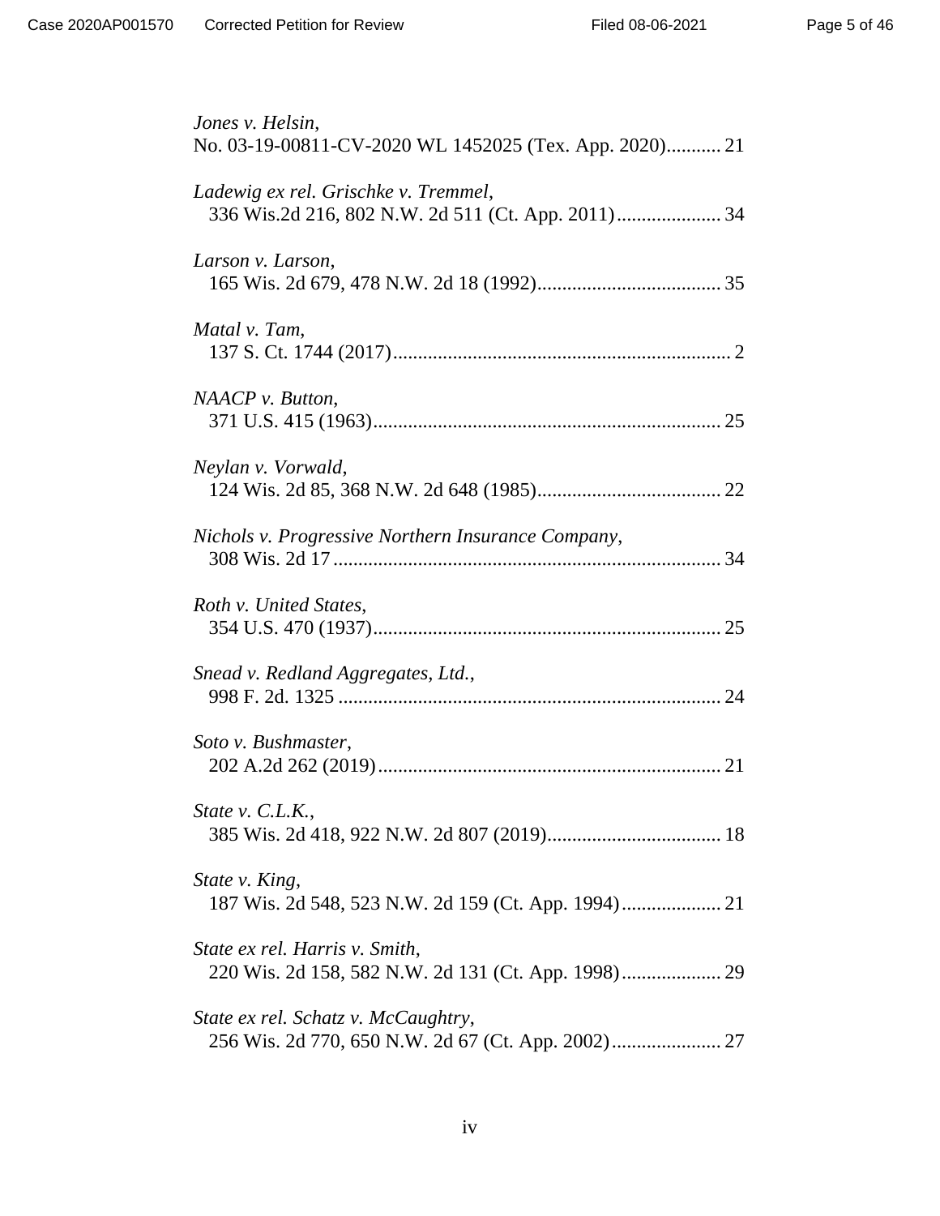*Jones v. Helsin*,
No. 03-19-00811-CV-2020 WL 1452025 (Tex. App. 2020)........... 21

*Ladewig ex rel. Grischke v. Tremmel*,
336 Wis.2d 216, 802 N.W. 2d 511 (Ct. App. 2011)..................... 34

*Larson v. Larson*,
165 Wis. 2d 679, 478 N.W. 2d 18 (1992)..................................... 35

*Matal v. Tam*,
137 S. Ct. 1744 (2017).................................................................... 2

*NAACP v. Button*,
371 U.S. 415 (1963)....................................................................... 25

*Neylan v. Vorwald*,
124 Wis. 2d 85, 368 N.W. 2d 648 (1985)..................................... 22

*Nichols v. Progressive Northern Insurance Company*,
308 Wis. 2d 17 .............................................................................. 34

*Roth v. United States*,
354 U.S. 470 (1937)....................................................................... 25

*Snead v. Redland Aggregates, Ltd.*,
998 F. 2d. 1325 ............................................................................. 24

*Soto v. Bushmaster*,
202 A.2d 262 (2019)...................................................................... 21

*State v. C.L.K.*,
385 Wis. 2d 418, 922 N.W. 2d 807 (2019)................................... 18

*State v. King*,
187 Wis. 2d 548, 523 N.W. 2d 159 (Ct. App. 1994).................... 21

*State ex rel. Harris v. Smith*,
220 Wis. 2d 158, 582 N.W. 2d 131 (Ct. App. 1998).................... 29

*State ex rel. Schatz v. McCaughtry*,
256 Wis. 2d 770, 650 N.W. 2d 67 (Ct. App. 2002)...................... 27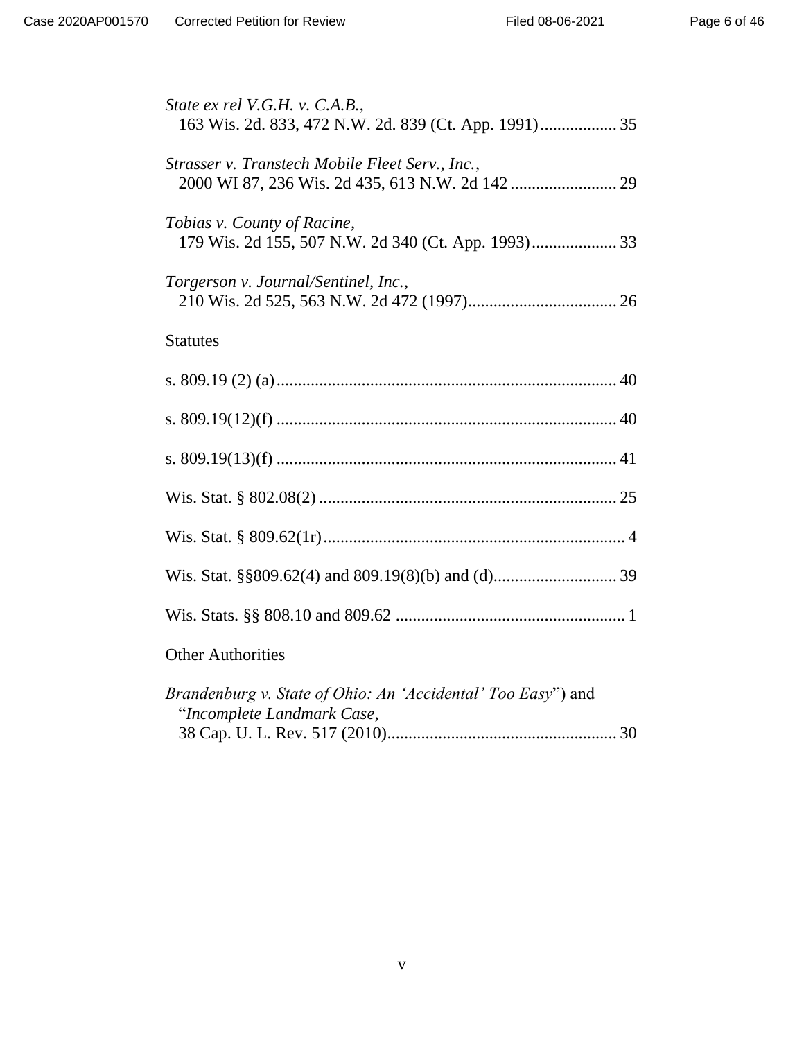*State ex rel V.G.H. v. C.A.B.*,
163 Wis. 2d. 833, 472 N.W. 2d. 839 (Ct. App. 1991) .................. 35

*Strasser v. Transtech Mobile Fleet Serv., Inc.*,
2000 WI 87, 236 Wis. 2d 435, 613 N.W. 2d 142 ......................... 29

*Tobias v. County of Racine*,
179 Wis. 2d 155, 507 N.W. 2d 340 (Ct. App. 1993) .................... 33

*Torgerson v. Journal/Sentinel, Inc.*,
210 Wis. 2d 525, 563 N.W. 2d 472 (1997) ................................... 26

Statutes

s. 809.19 (2) (a) ................................................................................ 40

s. 809.19(12)(f) ................................................................................ 40

s. 809.19(13)(f) ................................................................................ 41

Wis. Stat. § 802.08(2) ...................................................................... 25

Wis. Stat. § 809.62(1r) ....................................................................... 4

Wis. Stat. §§809.62(4) and 809.19(8)(b) and (d) ............................. 39

Wis. Stats. §§ 808.10 and 809.62 ...................................................... 1

Other Authorities

*Brandenburg v. State of Ohio: An 'Accidental' Too Easy*") and "*Incomplete Landmark Case*,
38 Cap. U. L. Rev. 517 (2010) ...................................................... 30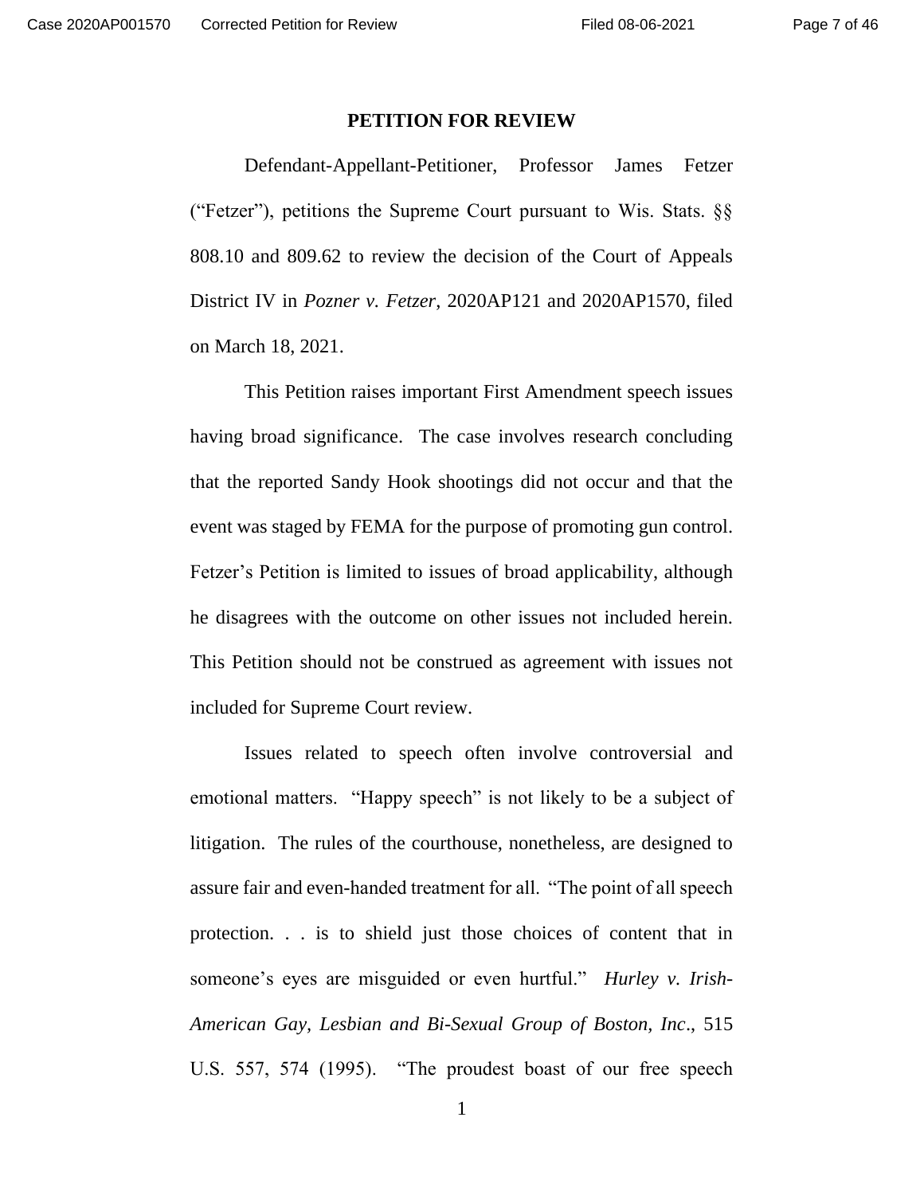# PETITION FOR REVIEW

Defendant-Appellant-Petitioner, Professor James Fetzer ("Fetzer"), petitions the Supreme Court pursuant to Wis. Stats. §§ 808.10 and 809.62 to review the decision of the Court of Appeals District IV in *Pozner v. Fetzer*, 2020AP121 and 2020AP1570, filed on March 18, 2021.

This Petition raises important First Amendment speech issues having broad significance. The case involves research concluding that the reported Sandy Hook shootings did not occur and that the event was staged by FEMA for the purpose of promoting gun control. Fetzer's Petition is limited to issues of broad applicability, although he disagrees with the outcome on other issues not included herein. This Petition should not be construed as agreement with issues not included for Supreme Court review.

Issues related to speech often involve controversial and emotional matters. "Happy speech" is not likely to be a subject of litigation. The rules of the courthouse, nonetheless, are designed to assure fair and even-handed treatment for all. "The point of all speech protection. . . is to shield just those choices of content that in someone's eyes are misguided or even hurtful." *Hurley v. Irish-American Gay, Lesbian and Bi-Sexual Group of Boston, Inc*., 515 U.S. 557, 574 (1995). "The proudest boast of our free speech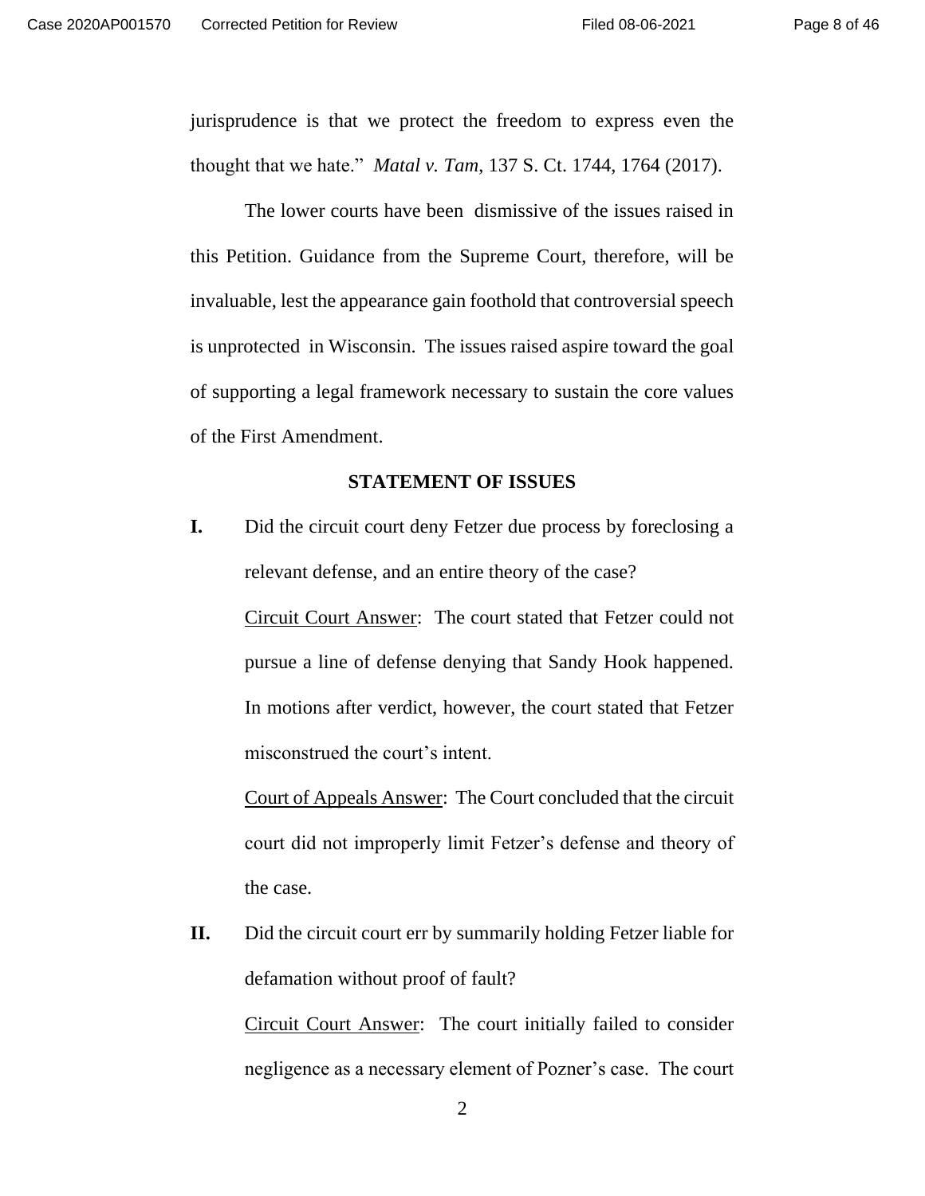jurisprudence is that we protect the freedom to express even the thought that we hate." *Matal v. Tam*, 137 S. Ct. 1744, 1764 (2017).

The lower courts have been dismissive of the issues raised in this Petition. Guidance from the Supreme Court, therefore, will be invaluable, lest the appearance gain foothold that controversial speech is unprotected in Wisconsin. The issues raised aspire toward the goal of supporting a legal framework necessary to sustain the core values of the First Amendment.

## STATEMENT OF ISSUES

**I.** Did the circuit court deny Fetzer due process by foreclosing a relevant defense, and an entire theory of the case?

Circuit Court Answer: The court stated that Fetzer could not pursue a line of defense denying that Sandy Hook happened. In motions after verdict, however, the court stated that Fetzer misconstrued the court's intent.

Court of Appeals Answer: The Court concluded that the circuit court did not improperly limit Fetzer's defense and theory of the case.

**II.** Did the circuit court err by summarily holding Fetzer liable for defamation without proof of fault?

Circuit Court Answer: The court initially failed to consider negligence as a necessary element of Pozner's case. The court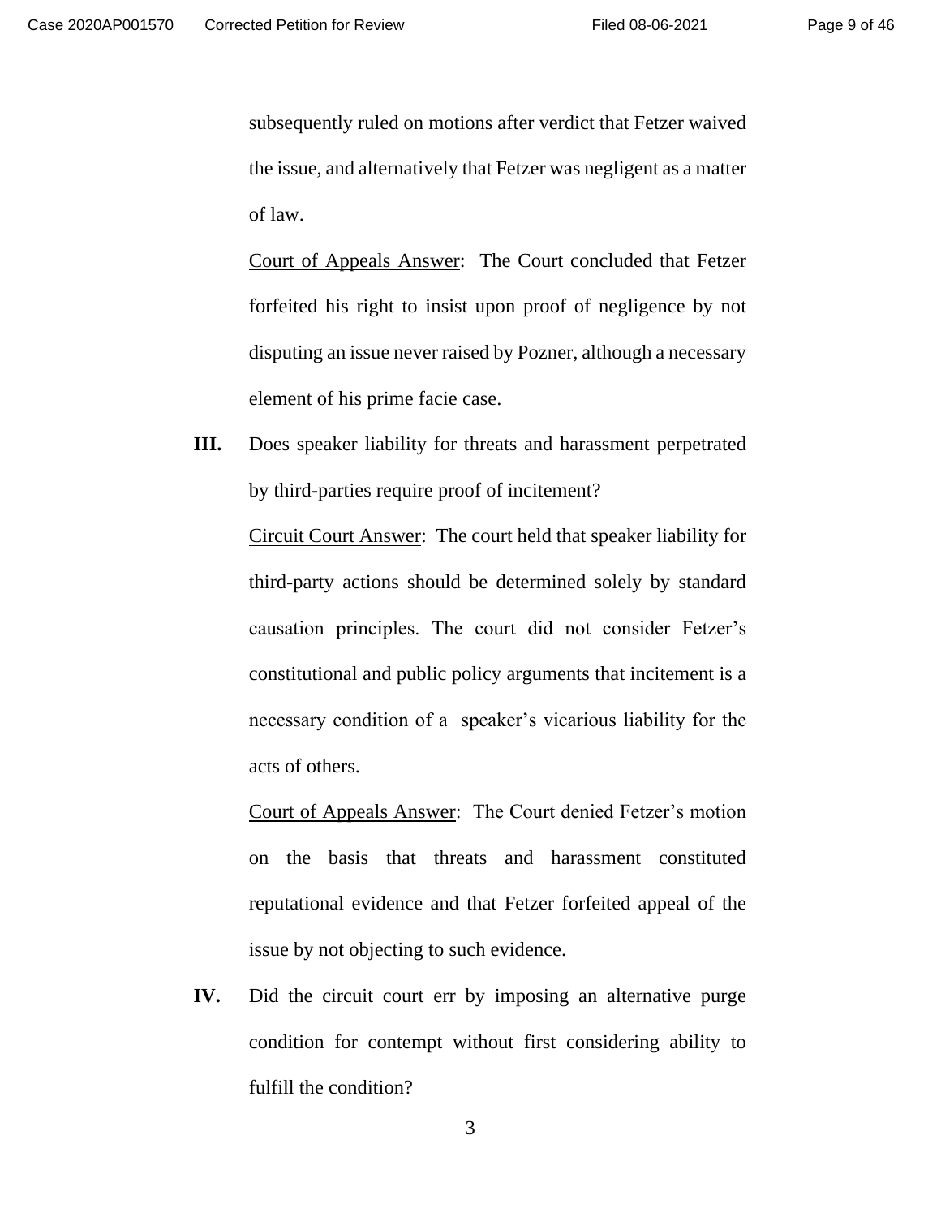subsequently ruled on motions after verdict that Fetzer waived the issue, and alternatively that Fetzer was negligent as a matter of law.

Court of Appeals Answer: The Court concluded that Fetzer forfeited his right to insist upon proof of negligence by not disputing an issue never raised by Pozner, although a necessary element of his prime facie case.

**III.** Does speaker liability for threats and harassment perpetrated by third-parties require proof of incitement?

Circuit Court Answer: The court held that speaker liability for third-party actions should be determined solely by standard causation principles. The court did not consider Fetzer's constitutional and public policy arguments that incitement is a necessary condition of a speaker's vicarious liability for the acts of others.

Court of Appeals Answer: The Court denied Fetzer's motion on the basis that threats and harassment constituted reputational evidence and that Fetzer forfeited appeal of the issue by not objecting to such evidence.

**IV.** Did the circuit court err by imposing an alternative purge condition for contempt without first considering ability to fulfill the condition?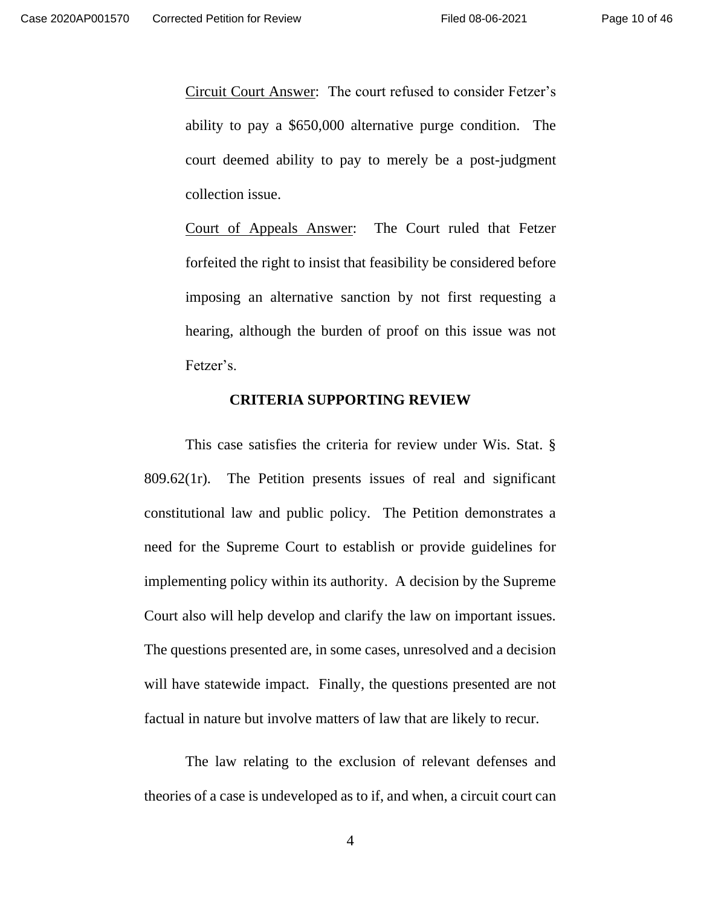Circuit Court Answer: The court refused to consider Fetzer's ability to pay a $650,000 alternative purge condition. The court deemed ability to pay to merely be a post-judgment collection issue.

Court of Appeals Answer: The Court ruled that Fetzer forfeited the right to insist that feasibility be considered before imposing an alternative sanction by not first requesting a hearing, although the burden of proof on this issue was not Fetzer's.

## CRITERIA SUPPORTING REVIEW

This case satisfies the criteria for review under Wis. Stat. § 809.62(1r). The Petition presents issues of real and significant constitutional law and public policy. The Petition demonstrates a need for the Supreme Court to establish or provide guidelines for implementing policy within its authority. A decision by the Supreme Court also will help develop and clarify the law on important issues. The questions presented are, in some cases, unresolved and a decision will have statewide impact. Finally, the questions presented are not factual in nature but involve matters of law that are likely to recur.

The law relating to the exclusion of relevant defenses and theories of a case is undeveloped as to if, and when, a circuit court can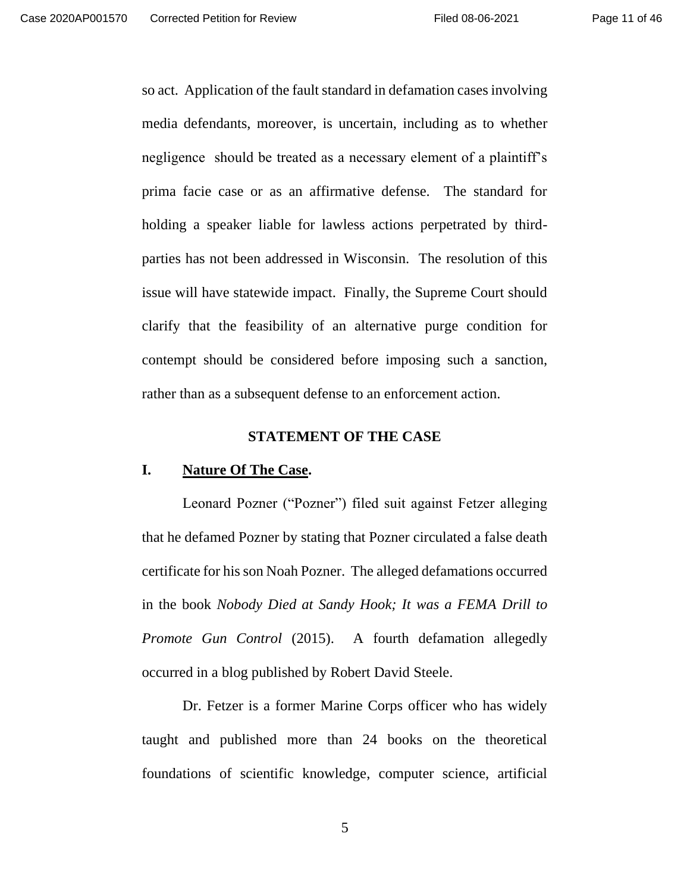so act. Application of the fault standard in defamation cases involving media defendants, moreover, is uncertain, including as to whether negligence should be treated as a necessary element of a plaintiff's prima facie case or as an affirmative defense. The standard for holding a speaker liable for lawless actions perpetrated by third-parties has not been addressed in Wisconsin. The resolution of this issue will have statewide impact. Finally, the Supreme Court should clarify that the feasibility of an alternative purge condition for contempt should be considered before imposing such a sanction, rather than as a subsequent defense to an enforcement action.

## STATEMENT OF THE CASE

### I. Nature Of The Case.

Leonard Pozner ("Pozner") filed suit against Fetzer alleging that he defamed Pozner by stating that Pozner circulated a false death certificate for his son Noah Pozner. The alleged defamations occurred in the book *Nobody Died at Sandy Hook; It was a FEMA Drill to Promote Gun Control* (2015). A fourth defamation allegedly occurred in a blog published by Robert David Steele.

Dr. Fetzer is a former Marine Corps officer who has widely taught and published more than 24 books on the theoretical foundations of scientific knowledge, computer science, artificial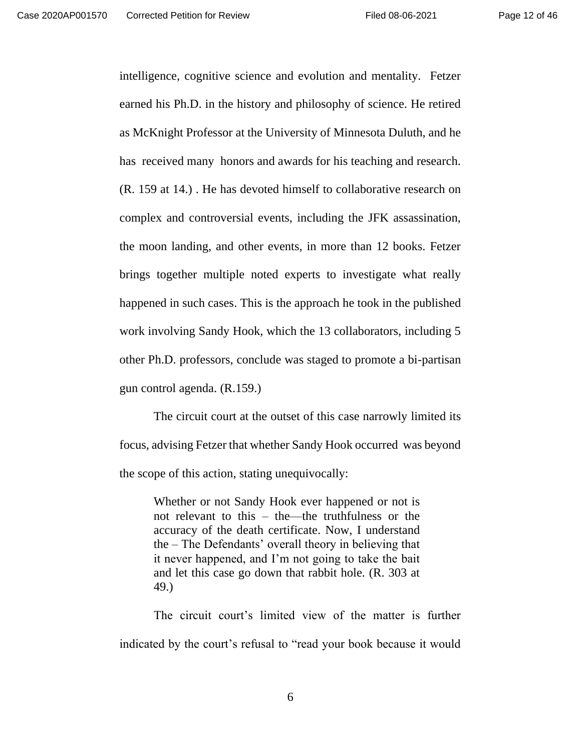intelligence, cognitive science and evolution and mentality. Fetzer earned his Ph.D. in the history and philosophy of science. He retired as McKnight Professor at the University of Minnesota Duluth, and he has received many honors and awards for his teaching and research. (R. 159 at 14.) . He has devoted himself to collaborative research on complex and controversial events, including the JFK assassination, the moon landing, and other events, in more than 12 books. Fetzer brings together multiple noted experts to investigate what really happened in such cases. This is the approach he took in the published work involving Sandy Hook, which the 13 collaborators, including 5 other Ph.D. professors, conclude was staged to promote a bi-partisan gun control agenda. (R.159.)

The circuit court at the outset of this case narrowly limited its focus, advising Fetzer that whether Sandy Hook occurred was beyond the scope of this action, stating unequivocally:

> Whether or not Sandy Hook ever happened or not is not relevant to this – the—the truthfulness or the accuracy of the death certificate. Now, I understand the – The Defendants' overall theory in believing that it never happened, and I'm not going to take the bait and let this case go down that rabbit hole. (R. 303 at 49.)

The circuit court's limited view of the matter is further indicated by the court's refusal to "read your book because it would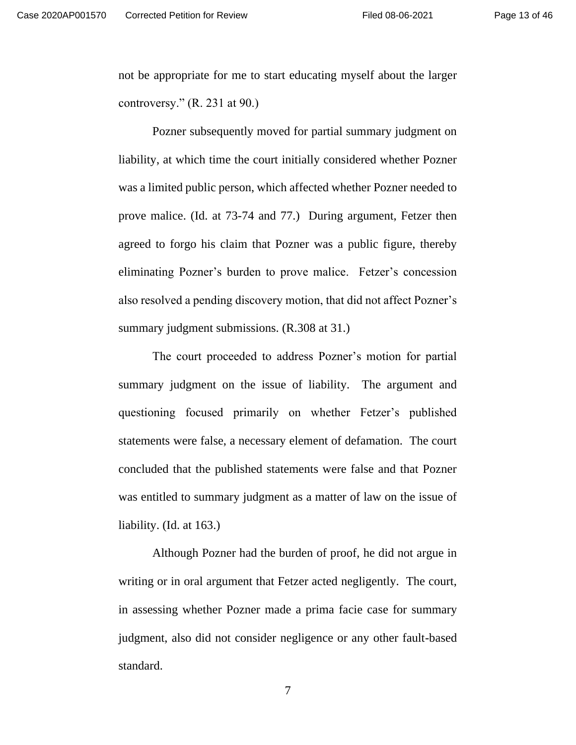not be appropriate for me to start educating myself about the larger controversy." (R. 231 at 90.)

Pozner subsequently moved for partial summary judgment on liability, at which time the court initially considered whether Pozner was a limited public person, which affected whether Pozner needed to prove malice. (Id. at 73-74 and 77.) During argument, Fetzer then agreed to forgo his claim that Pozner was a public figure, thereby eliminating Pozner's burden to prove malice. Fetzer's concession also resolved a pending discovery motion, that did not affect Pozner's summary judgment submissions. (R.308 at 31.)

The court proceeded to address Pozner's motion for partial summary judgment on the issue of liability. The argument and questioning focused primarily on whether Fetzer's published statements were false, a necessary element of defamation. The court concluded that the published statements were false and that Pozner was entitled to summary judgment as a matter of law on the issue of liability. (Id. at 163.)

Although Pozner had the burden of proof, he did not argue in writing or in oral argument that Fetzer acted negligently. The court, in assessing whether Pozner made a prima facie case for summary judgment, also did not consider negligence or any other fault-based standard.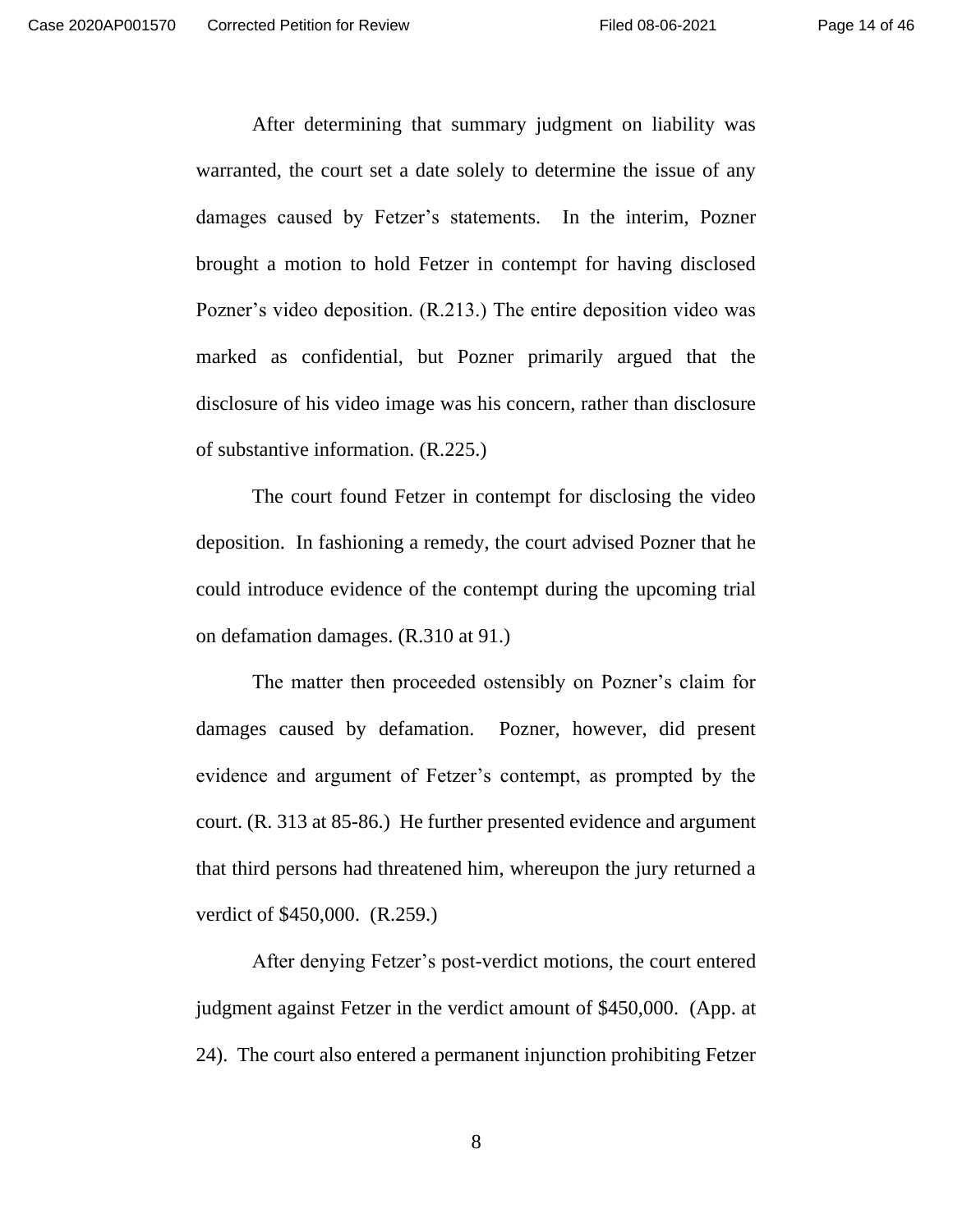After determining that summary judgment on liability was warranted, the court set a date solely to determine the issue of any damages caused by Fetzer's statements.  In the interim, Pozner brought a motion to hold Fetzer in contempt for having disclosed Pozner's video deposition. (R.213.) The entire deposition video was marked as confidential, but Pozner primarily argued that the disclosure of his video image was his concern, rather than disclosure of substantive information. (R.225.)

The court found Fetzer in contempt for disclosing the video deposition.  In fashioning a remedy, the court advised Pozner that he could introduce evidence of the contempt during the upcoming trial on defamation damages. (R.310 at 91.)

The matter then proceeded ostensibly on Pozner's claim for damages caused by defamation.  Pozner, however, did present evidence and argument of Fetzer's contempt, as prompted by the court. (R. 313 at 85-86.)  He further presented evidence and argument that third persons had threatened him, whereupon the jury returned a verdict of $450,000.  (R.259.)

After denying Fetzer's post-verdict motions, the court entered judgment against Fetzer in the verdict amount of $450,000.  (App. at 24).  The court also entered a permanent injunction prohibiting Fetzer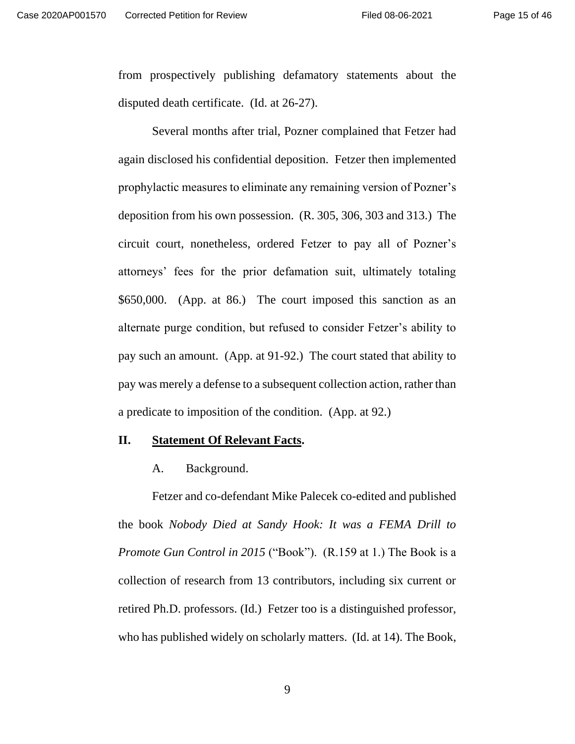from prospectively publishing defamatory statements about the disputed death certificate. (Id. at 26-27).

Several months after trial, Pozner complained that Fetzer had again disclosed his confidential deposition. Fetzer then implemented prophylactic measures to eliminate any remaining version of Pozner's deposition from his own possession. (R. 305, 306, 303 and 313.) The circuit court, nonetheless, ordered Fetzer to pay all of Pozner's attorneys' fees for the prior defamation suit, ultimately totaling \$650,000. (App. at 86.) The court imposed this sanction as an alternate purge condition, but refused to consider Fetzer's ability to pay such an amount. (App. at 91-92.) The court stated that ability to pay was merely a defense to a subsequent collection action, rather than a predicate to imposition of the condition. (App. at 92.)

## II. <u>Statement Of Relevant Facts</u>.

### A. Background.

Fetzer and co-defendant Mike Palecek co-edited and published the book *Nobody Died at Sandy Hook: It was a FEMA Drill to Promote Gun Control in 2015* ("Book"). (R.159 at 1.) The Book is a collection of research from 13 contributors, including six current or retired Ph.D. professors. (Id.) Fetzer too is a distinguished professor, who has published widely on scholarly matters. (Id. at 14). The Book,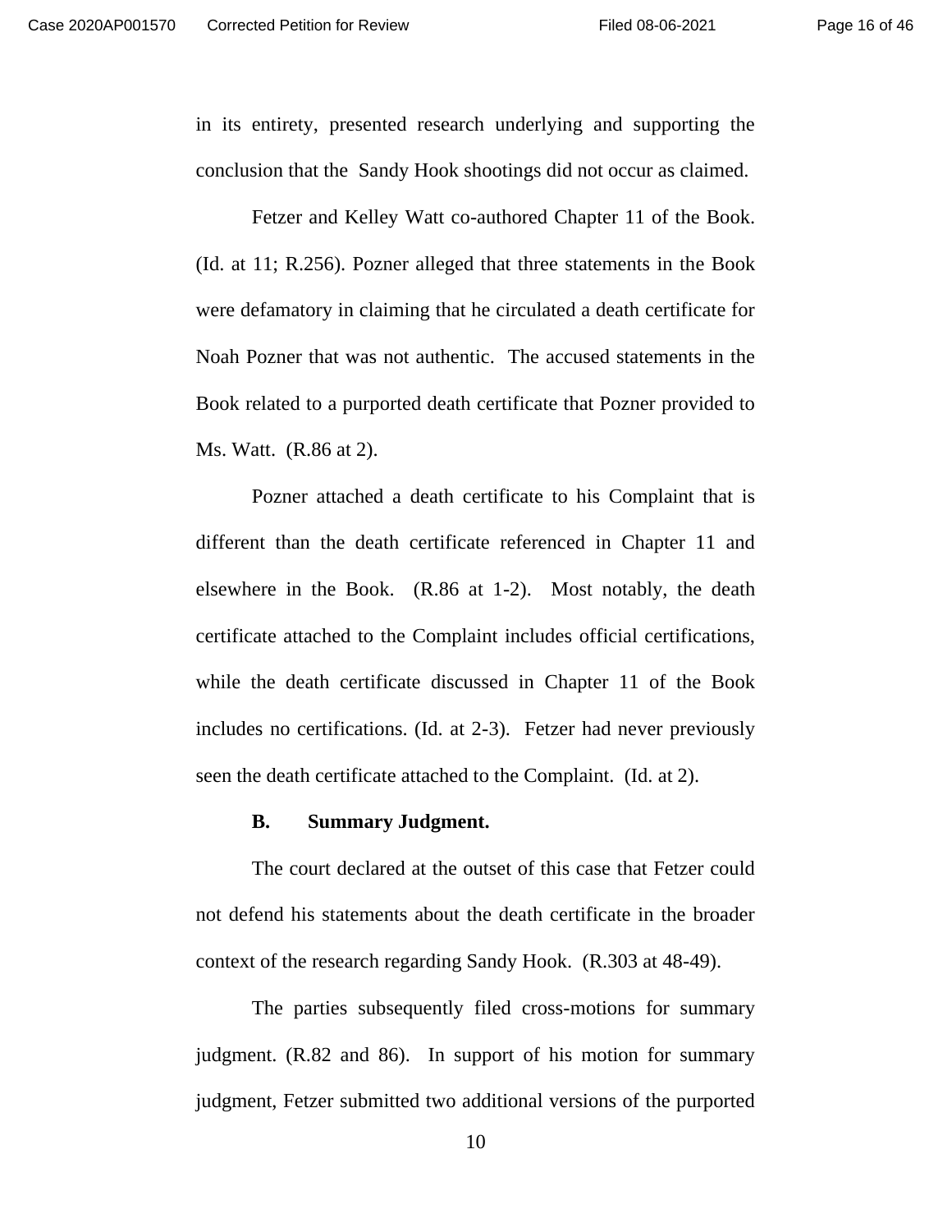in its entirety, presented research underlying and supporting the conclusion that the Sandy Hook shootings did not occur as claimed.

Fetzer and Kelley Watt co-authored Chapter 11 of the Book. (Id. at 11; R.256). Pozner alleged that three statements in the Book were defamatory in claiming that he circulated a death certificate for Noah Pozner that was not authentic. The accused statements in the Book related to a purported death certificate that Pozner provided to Ms. Watt. (R.86 at 2).

Pozner attached a death certificate to his Complaint that is different than the death certificate referenced in Chapter 11 and elsewhere in the Book. (R.86 at 1-2). Most notably, the death certificate attached to the Complaint includes official certifications, while the death certificate discussed in Chapter 11 of the Book includes no certifications. (Id. at 2-3). Fetzer had never previously seen the death certificate attached to the Complaint. (Id. at 2).

**B. Summary Judgment.**

The court declared at the outset of this case that Fetzer could not defend his statements about the death certificate in the broader context of the research regarding Sandy Hook. (R.303 at 48-49).

The parties subsequently filed cross-motions for summary judgment. (R.82 and 86). In support of his motion for summary judgment, Fetzer submitted two additional versions of the purported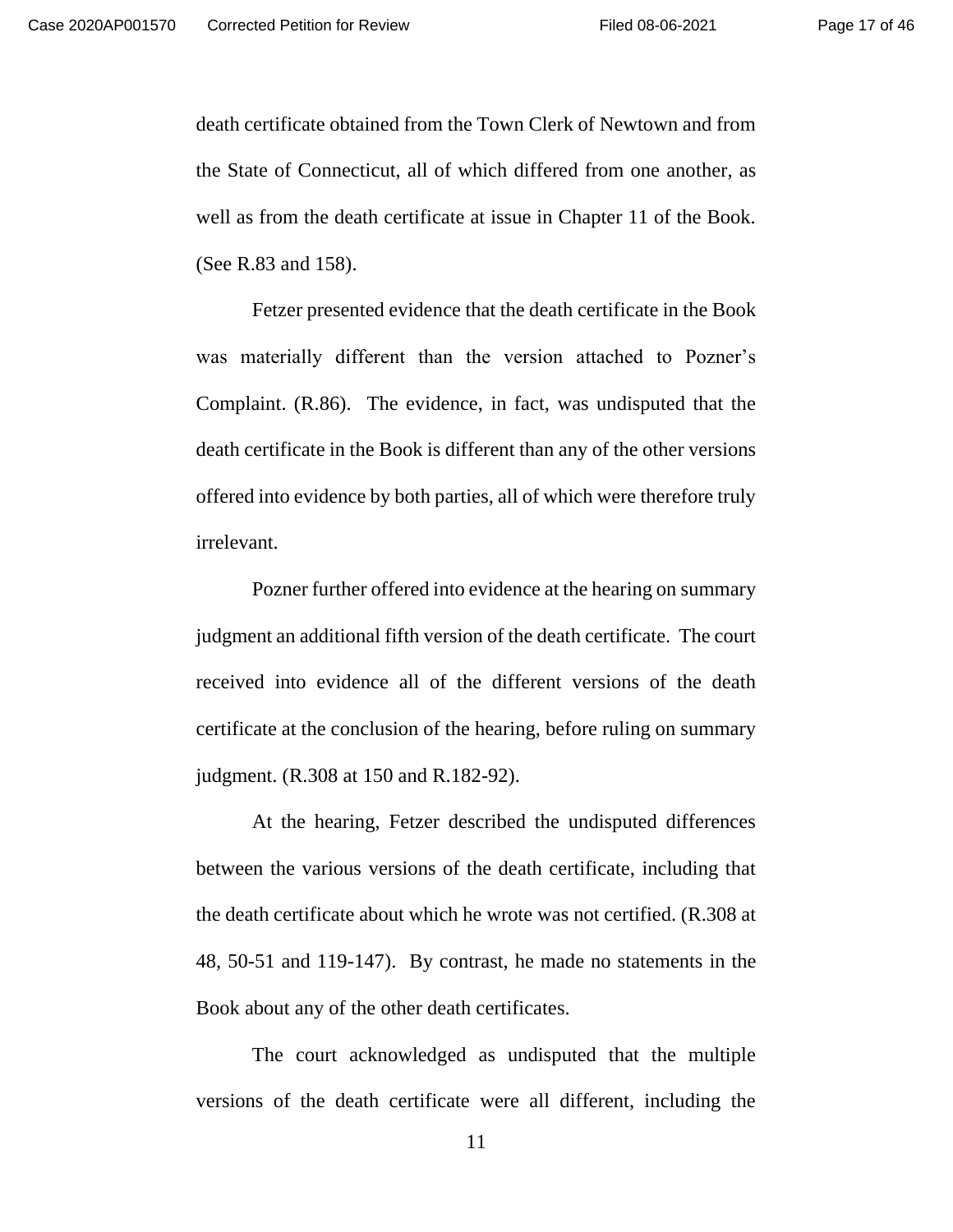death certificate obtained from the Town Clerk of Newtown and from the State of Connecticut, all of which differed from one another, as well as from the death certificate at issue in Chapter 11 of the Book. (See R.83 and 158).

Fetzer presented evidence that the death certificate in the Book was materially different than the version attached to Pozner's Complaint. (R.86). The evidence, in fact, was undisputed that the death certificate in the Book is different than any of the other versions offered into evidence by both parties, all of which were therefore truly irrelevant.

Pozner further offered into evidence at the hearing on summary judgment an additional fifth version of the death certificate. The court received into evidence all of the different versions of the death certificate at the conclusion of the hearing, before ruling on summary judgment. (R.308 at 150 and R.182-92).

At the hearing, Fetzer described the undisputed differences between the various versions of the death certificate, including that the death certificate about which he wrote was not certified. (R.308 at 48, 50-51 and 119-147). By contrast, he made no statements in the Book about any of the other death certificates.

The court acknowledged as undisputed that the multiple versions of the death certificate were all different, including the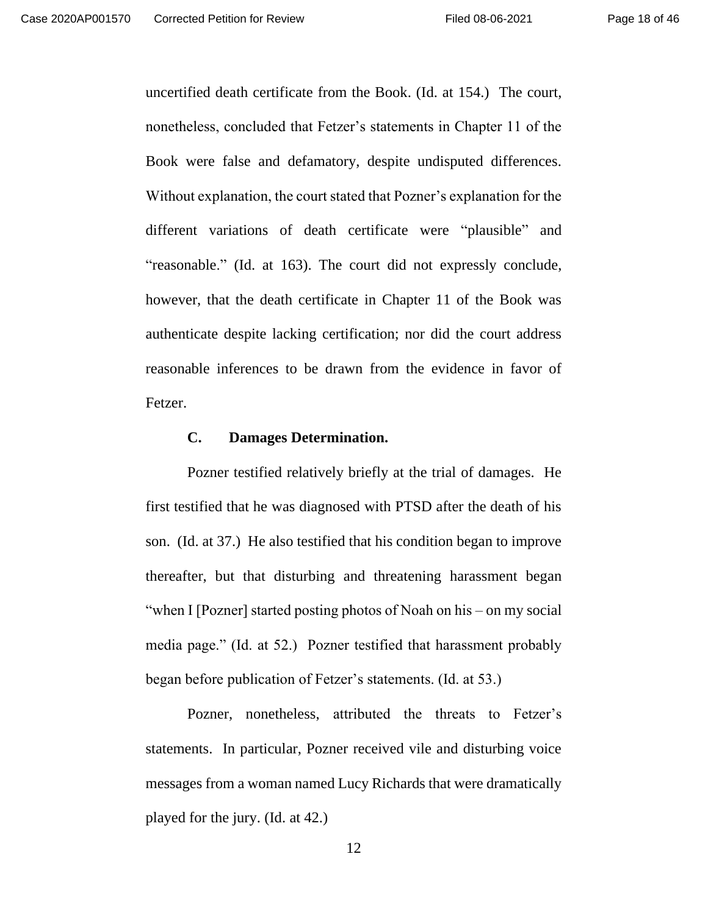uncertified death certificate from the Book. (Id. at 154.) The court, nonetheless, concluded that Fetzer's statements in Chapter 11 of the Book were false and defamatory, despite undisputed differences. Without explanation, the court stated that Pozner's explanation for the different variations of death certificate were "plausible" and "reasonable." (Id. at 163). The court did not expressly conclude, however, that the death certificate in Chapter 11 of the Book was authenticate despite lacking certification; nor did the court address reasonable inferences to be drawn from the evidence in favor of Fetzer.

### C. Damages Determination.

Pozner testified relatively briefly at the trial of damages. He first testified that he was diagnosed with PTSD after the death of his son. (Id. at 37.) He also testified that his condition began to improve thereafter, but that disturbing and threatening harassment began "when I [Pozner] started posting photos of Noah on his – on my social media page." (Id. at 52.) Pozner testified that harassment probably began before publication of Fetzer's statements. (Id. at 53.)

Pozner, nonetheless, attributed the threats to Fetzer's statements. In particular, Pozner received vile and disturbing voice messages from a woman named Lucy Richards that were dramatically played for the jury. (Id. at 42.)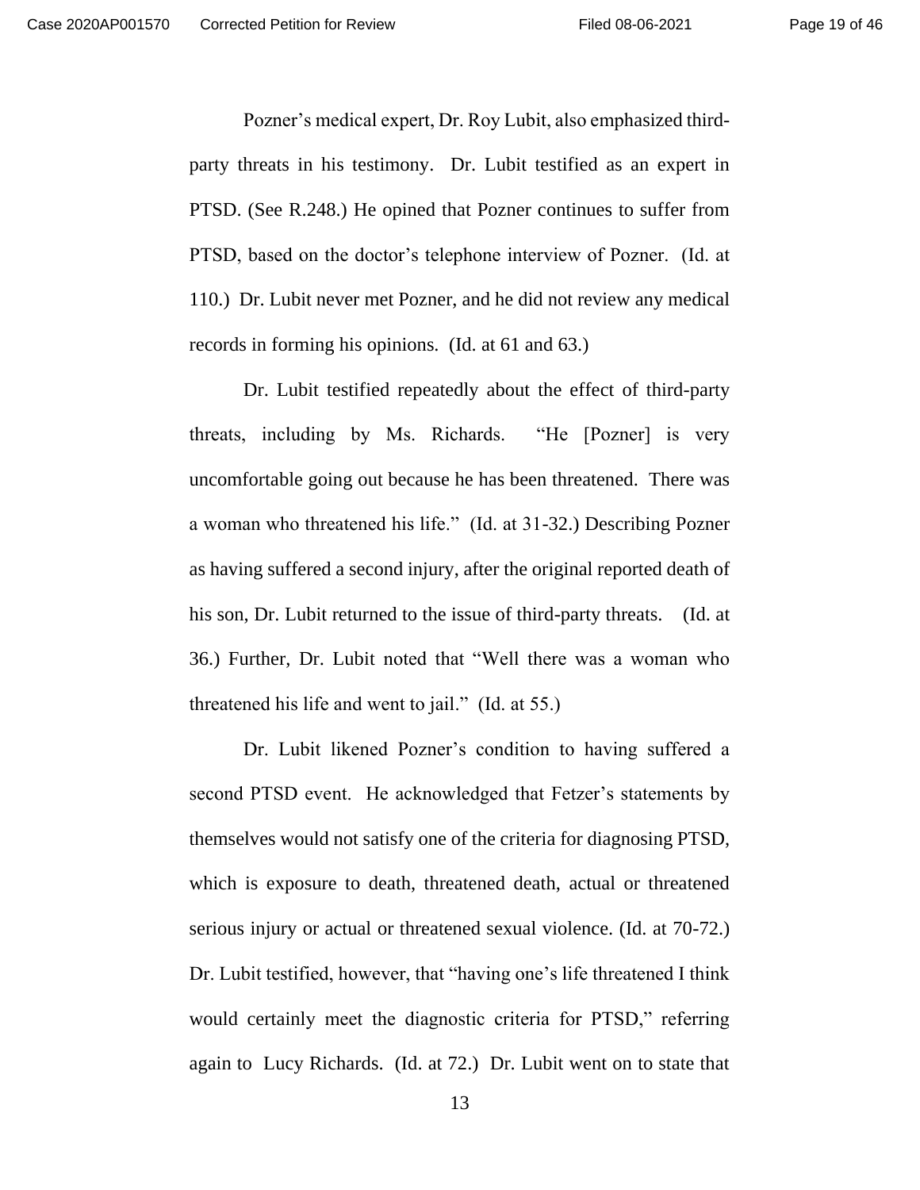Pozner's medical expert, Dr. Roy Lubit, also emphasized third-party threats in his testimony. Dr. Lubit testified as an expert in PTSD. (See R.248.) He opined that Pozner continues to suffer from PTSD, based on the doctor's telephone interview of Pozner. (Id. at 110.) Dr. Lubit never met Pozner, and he did not review any medical records in forming his opinions. (Id. at 61 and 63.)

Dr. Lubit testified repeatedly about the effect of third-party threats, including by Ms. Richards. "He [Pozner] is very uncomfortable going out because he has been threatened. There was a woman who threatened his life." (Id. at 31-32.) Describing Pozner as having suffered a second injury, after the original reported death of his son, Dr. Lubit returned to the issue of third-party threats. (Id. at 36.) Further, Dr. Lubit noted that "Well there was a woman who threatened his life and went to jail." (Id. at 55.)

Dr. Lubit likened Pozner's condition to having suffered a second PTSD event. He acknowledged that Fetzer's statements by themselves would not satisfy one of the criteria for diagnosing PTSD, which is exposure to death, threatened death, actual or threatened serious injury or actual or threatened sexual violence. (Id. at 70-72.) Dr. Lubit testified, however, that "having one's life threatened I think would certainly meet the diagnostic criteria for PTSD," referring again to Lucy Richards. (Id. at 72.) Dr. Lubit went on to state that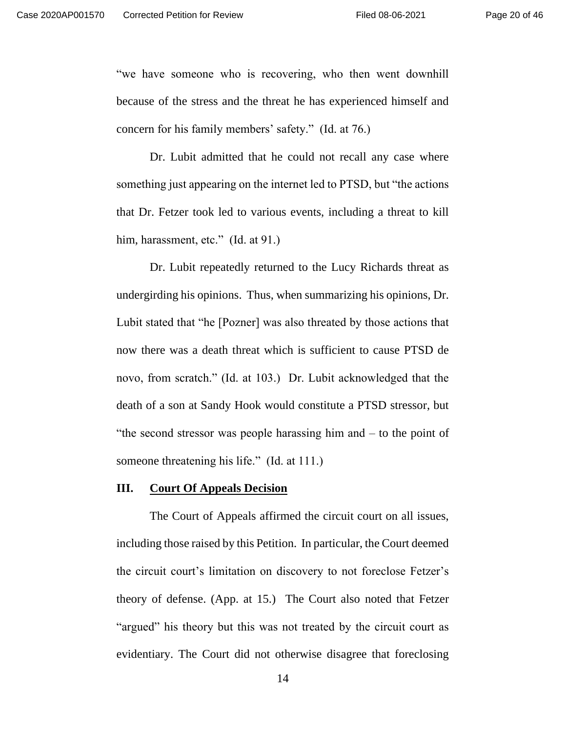"we have someone who is recovering, who then went downhill because of the stress and the threat he has experienced himself and concern for his family members' safety." (Id. at 76.)

Dr. Lubit admitted that he could not recall any case where something just appearing on the internet led to PTSD, but "the actions that Dr. Fetzer took led to various events, including a threat to kill him, harassment, etc." (Id. at 91.)

Dr. Lubit repeatedly returned to the Lucy Richards threat as undergirding his opinions. Thus, when summarizing his opinions, Dr. Lubit stated that "he [Pozner] was also threated by those actions that now there was a death threat which is sufficient to cause PTSD de novo, from scratch." (Id. at 103.) Dr. Lubit acknowledged that the death of a son at Sandy Hook would constitute a PTSD stressor, but "the second stressor was people harassing him and – to the point of someone threatening his life." (Id. at 111.)

## III. <u>Court Of Appeals Decision</u>

The Court of Appeals affirmed the circuit court on all issues, including those raised by this Petition. In particular, the Court deemed the circuit court's limitation on discovery to not foreclose Fetzer's theory of defense. (App. at 15.) The Court also noted that Fetzer "argued" his theory but this was not treated by the circuit court as evidentiary. The Court did not otherwise disagree that foreclosing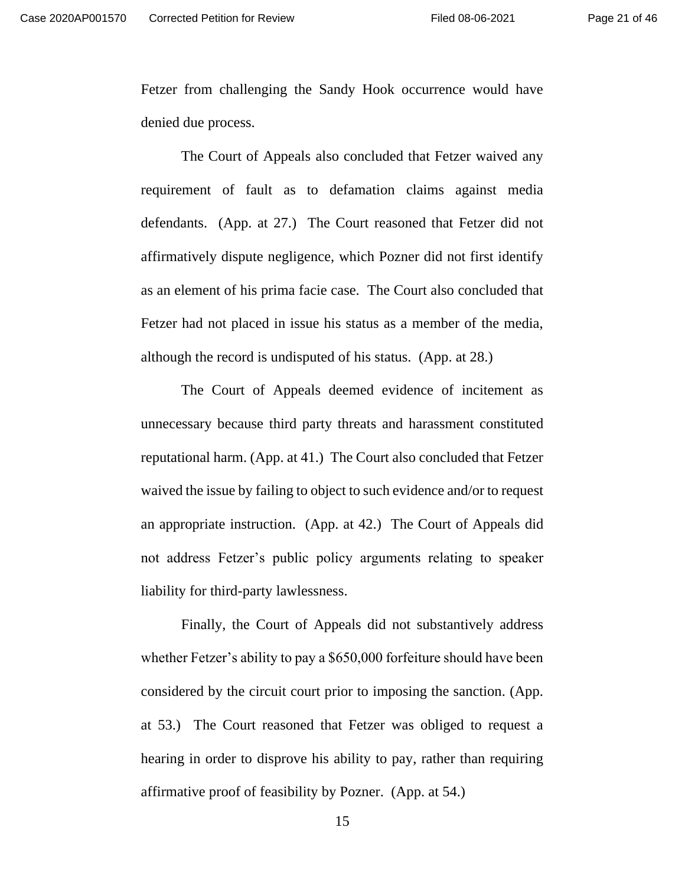Fetzer from challenging the Sandy Hook occurrence would have denied due process.

The Court of Appeals also concluded that Fetzer waived any requirement of fault as to defamation claims against media defendants. (App. at 27.) The Court reasoned that Fetzer did not affirmatively dispute negligence, which Pozner did not first identify as an element of his prima facie case. The Court also concluded that Fetzer had not placed in issue his status as a member of the media, although the record is undisputed of his status. (App. at 28.)

The Court of Appeals deemed evidence of incitement as unnecessary because third party threats and harassment constituted reputational harm. (App. at 41.) The Court also concluded that Fetzer waived the issue by failing to object to such evidence and/or to request an appropriate instruction. (App. at 42.) The Court of Appeals did not address Fetzer's public policy arguments relating to speaker liability for third-party lawlessness.

Finally, the Court of Appeals did not substantively address whether Fetzer's ability to pay a $650,000 forfeiture should have been considered by the circuit court prior to imposing the sanction. (App. at 53.) The Court reasoned that Fetzer was obliged to request a hearing in order to disprove his ability to pay, rather than requiring affirmative proof of feasibility by Pozner. (App. at 54.)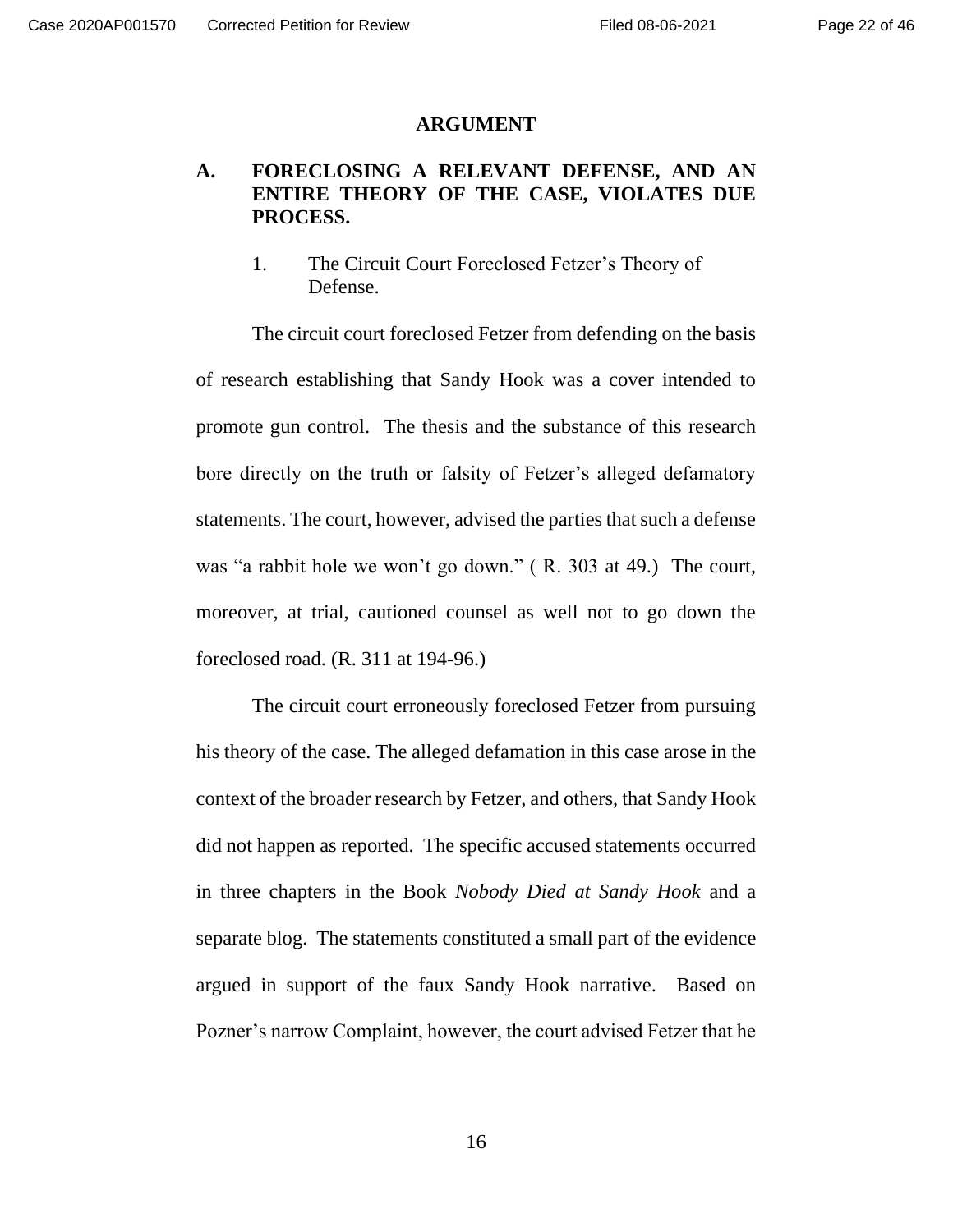## ARGUMENT

### A. FORECLOSING A RELEVANT DEFENSE, AND AN ENTIRE THEORY OF THE CASE, VIOLATES DUE PROCESS.

1. The Circuit Court Foreclosed Fetzer's Theory of Defense.

The circuit court foreclosed Fetzer from defending on the basis of research establishing that Sandy Hook was a cover intended to promote gun control. The thesis and the substance of this research bore directly on the truth or falsity of Fetzer's alleged defamatory statements. The court, however, advised the parties that such a defense was "a rabbit hole we won't go down." ( R. 303 at 49.) The court, moreover, at trial, cautioned counsel as well not to go down the foreclosed road. (R. 311 at 194-96.)

The circuit court erroneously foreclosed Fetzer from pursuing his theory of the case. The alleged defamation in this case arose in the context of the broader research by Fetzer, and others, that Sandy Hook did not happen as reported. The specific accused statements occurred in three chapters in the Book *Nobody Died at Sandy Hook* and a separate blog. The statements constituted a small part of the evidence argued in support of the faux Sandy Hook narrative. Based on Pozner's narrow Complaint, however, the court advised Fetzer that he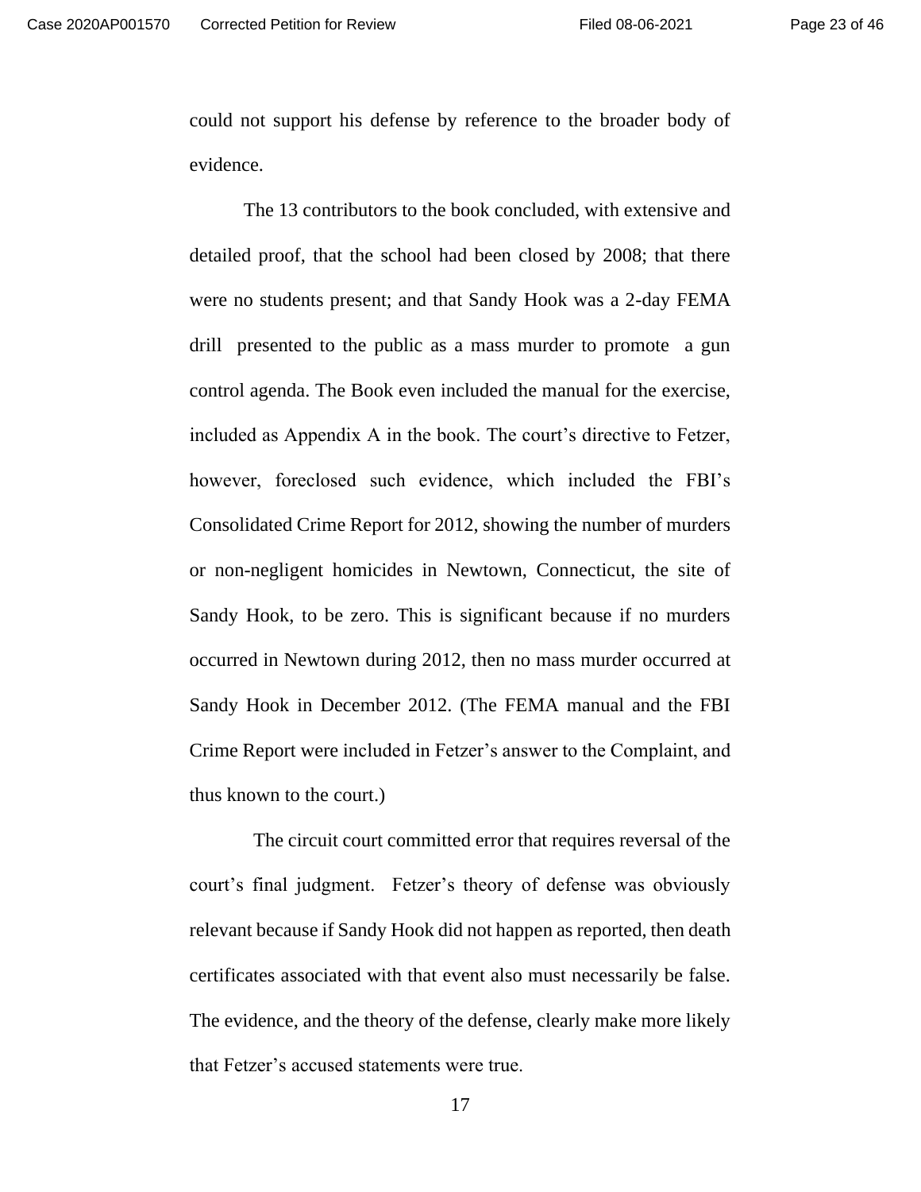could not support his defense by reference to the broader body of evidence.

The 13 contributors to the book concluded, with extensive and detailed proof, that the school had been closed by 2008; that there were no students present; and that Sandy Hook was a 2-day FEMA drill presented to the public as a mass murder to promote a gun control agenda. The Book even included the manual for the exercise, included as Appendix A in the book. The court's directive to Fetzer, however, foreclosed such evidence, which included the FBI's Consolidated Crime Report for 2012, showing the number of murders or non-negligent homicides in Newtown, Connecticut, the site of Sandy Hook, to be zero. This is significant because if no murders occurred in Newtown during 2012, then no mass murder occurred at Sandy Hook in December 2012. (The FEMA manual and the FBI Crime Report were included in Fetzer's answer to the Complaint, and thus known to the court.)

The circuit court committed error that requires reversal of the court's final judgment. Fetzer's theory of defense was obviously relevant because if Sandy Hook did not happen as reported, then death certificates associated with that event also must necessarily be false. The evidence, and the theory of the defense, clearly make more likely that Fetzer's accused statements were true.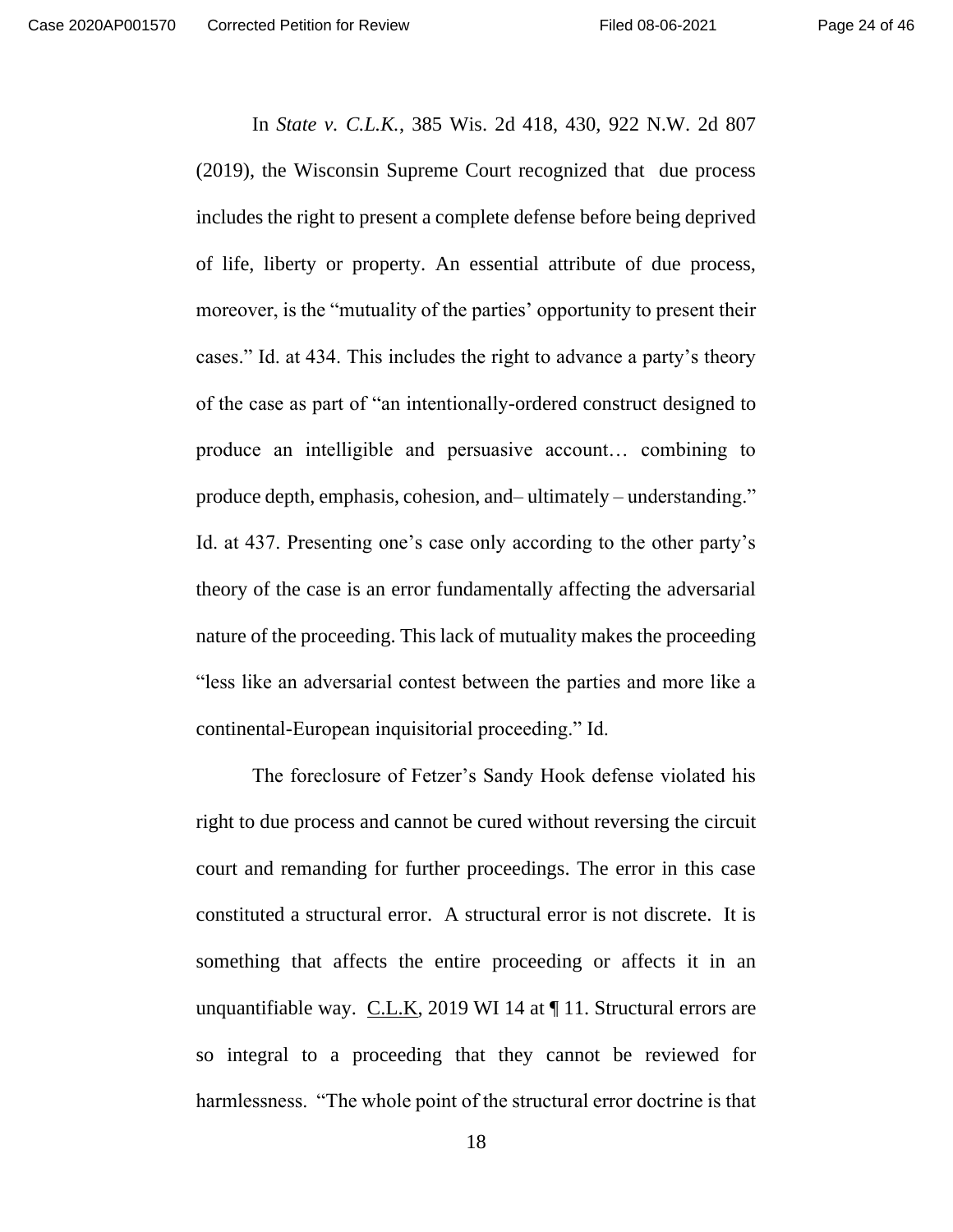In *State v. C.L.K.*, 385 Wis. 2d 418, 430, 922 N.W. 2d 807 (2019), the Wisconsin Supreme Court recognized that due process includes the right to present a complete defense before being deprived of life, liberty or property. An essential attribute of due process, moreover, is the "mutuality of the parties' opportunity to present their cases." Id. at 434. This includes the right to advance a party's theory of the case as part of "an intentionally-ordered construct designed to produce an intelligible and persuasive account… combining to produce depth, emphasis, cohesion, and– ultimately – understanding." Id. at 437. Presenting one's case only according to the other party's theory of the case is an error fundamentally affecting the adversarial nature of the proceeding. This lack of mutuality makes the proceeding "less like an adversarial contest between the parties and more like a continental-European inquisitorial proceeding." Id.

The foreclosure of Fetzer's Sandy Hook defense violated his right to due process and cannot be cured without reversing the circuit court and remanding for further proceedings. The error in this case constituted a structural error. A structural error is not discrete. It is something that affects the entire proceeding or affects it in an unquantifiable way. <u>C.L.K</u>, 2019 WI 14 at ¶ 11. Structural errors are so integral to a proceeding that they cannot be reviewed for harmlessness. "The whole point of the structural error doctrine is that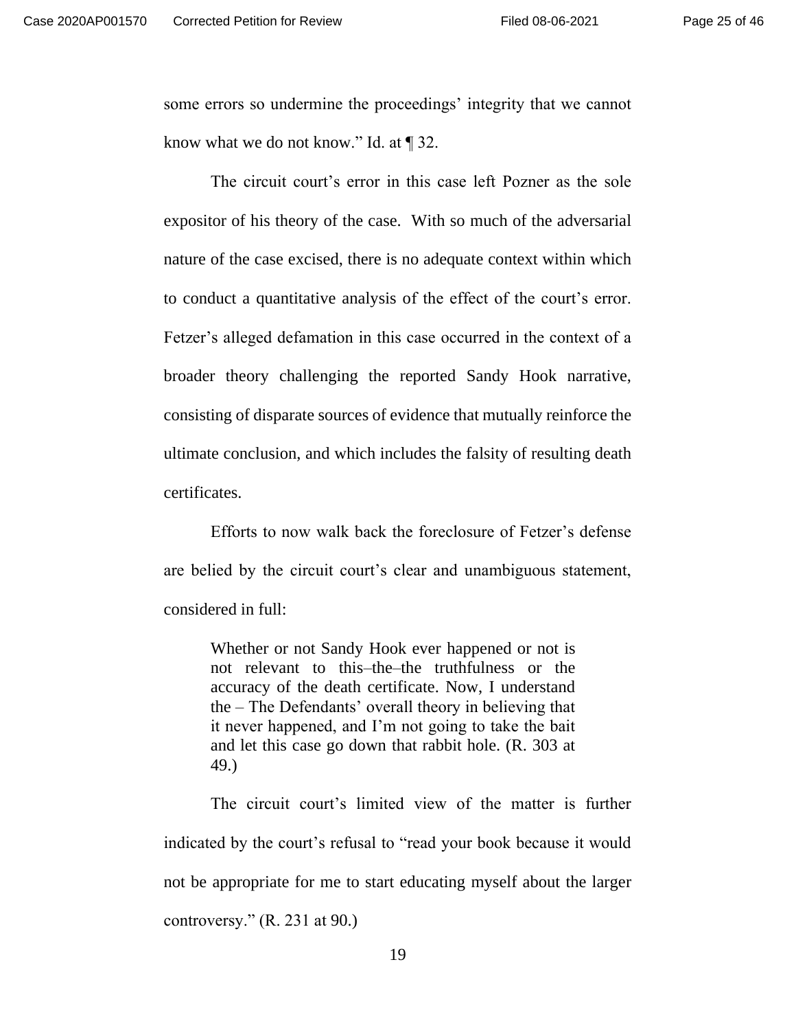some errors so undermine the proceedings' integrity that we cannot know what we do not know." Id. at ¶ 32.

The circuit court's error in this case left Pozner as the sole expositor of his theory of the case. With so much of the adversarial nature of the case excised, there is no adequate context within which to conduct a quantitative analysis of the effect of the court's error. Fetzer's alleged defamation in this case occurred in the context of a broader theory challenging the reported Sandy Hook narrative, consisting of disparate sources of evidence that mutually reinforce the ultimate conclusion, and which includes the falsity of resulting death certificates.

Efforts to now walk back the foreclosure of Fetzer's defense are belied by the circuit court's clear and unambiguous statement, considered in full:

> Whether or not Sandy Hook ever happened or not is not relevant to this–the–the truthfulness or the accuracy of the death certificate. Now, I understand the – The Defendants' overall theory in believing that it never happened, and I'm not going to take the bait and let this case go down that rabbit hole. (R. 303 at 49.)

The circuit court's limited view of the matter is further indicated by the court's refusal to "read your book because it would not be appropriate for me to start educating myself about the larger controversy." (R. 231 at 90.)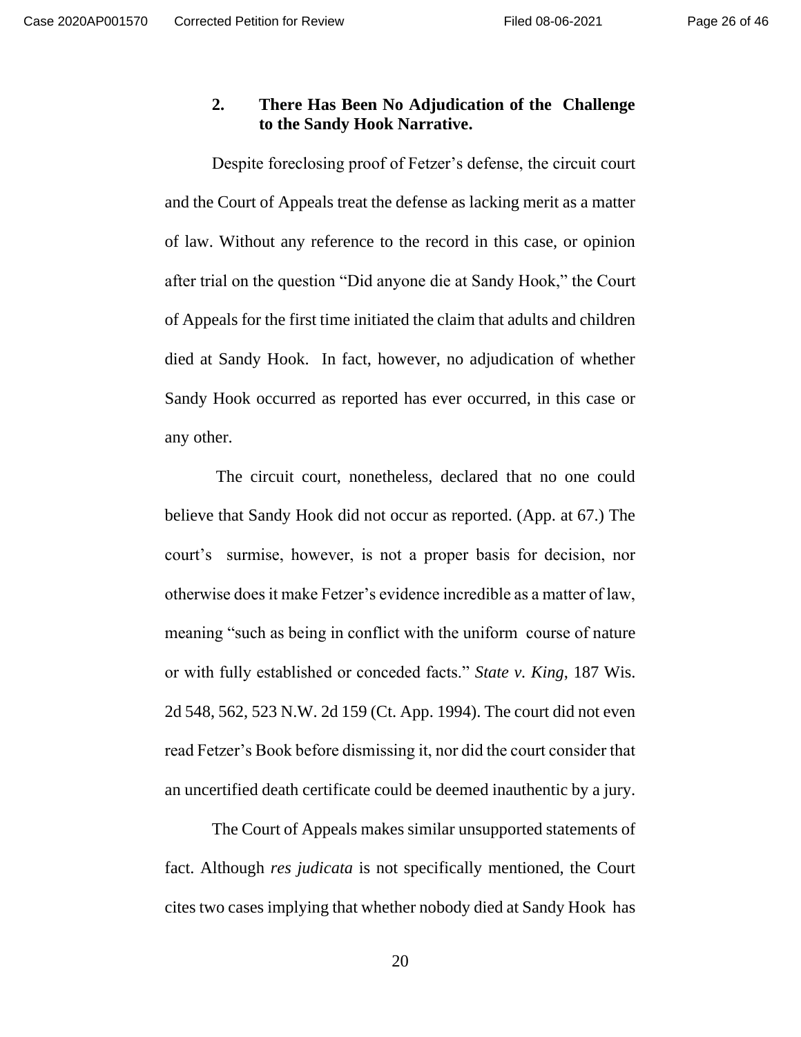### 2. There Has Been No Adjudication of the Challenge to the Sandy Hook Narrative.

Despite foreclosing proof of Fetzer's defense, the circuit court and the Court of Appeals treat the defense as lacking merit as a matter of law. Without any reference to the record in this case, or opinion after trial on the question "Did anyone die at Sandy Hook," the Court of Appeals for the first time initiated the claim that adults and children died at Sandy Hook. In fact, however, no adjudication of whether Sandy Hook occurred as reported has ever occurred, in this case or any other.

The circuit court, nonetheless, declared that no one could believe that Sandy Hook did not occur as reported. (App. at 67.) The court's surmise, however, is not a proper basis for decision, nor otherwise does it make Fetzer's evidence incredible as a matter of law, meaning "such as being in conflict with the uniform course of nature or with fully established or conceded facts." *State v. King*, 187 Wis. 2d 548, 562, 523 N.W. 2d 159 (Ct. App. 1994). The court did not even read Fetzer's Book before dismissing it, nor did the court consider that an uncertified death certificate could be deemed inauthentic by a jury.

The Court of Appeals makes similar unsupported statements of fact. Although *res judicata* is not specifically mentioned, the Court cites two cases implying that whether nobody died at Sandy Hook has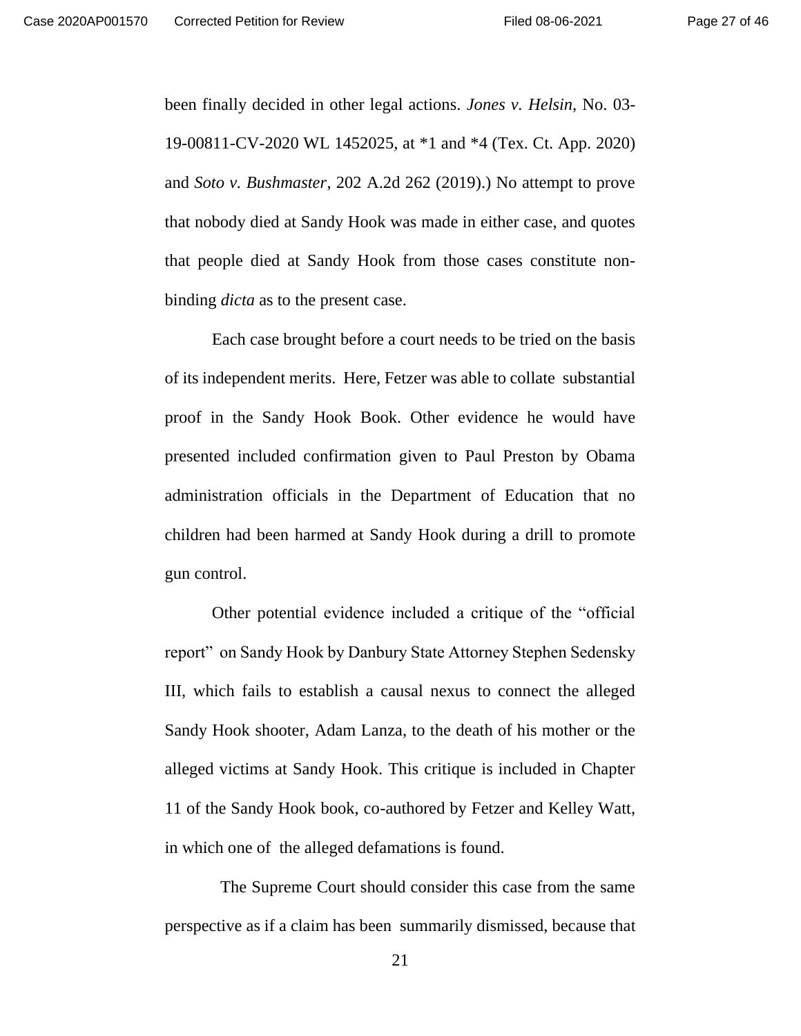been finally decided in other legal actions. *Jones v. Helsin*, No. 03-19-00811-CV-2020 WL 1452025, at *1 and *4 (Tex. Ct. App. 2020) and *Soto v. Bushmaster*, 202 A.2d 262 (2019).) No attempt to prove that nobody died at Sandy Hook was made in either case, and quotes that people died at Sandy Hook from those cases constitute non-binding *dicta* as to the present case.

Each case brought before a court needs to be tried on the basis of its independent merits. Here, Fetzer was able to collate substantial proof in the Sandy Hook Book. Other evidence he would have presented included confirmation given to Paul Preston by Obama administration officials in the Department of Education that no children had been harmed at Sandy Hook during a drill to promote gun control.

Other potential evidence included a critique of the "official report" on Sandy Hook by Danbury State Attorney Stephen Sedensky III, which fails to establish a causal nexus to connect the alleged Sandy Hook shooter, Adam Lanza, to the death of his mother or the alleged victims at Sandy Hook. This critique is included in Chapter 11 of the Sandy Hook book, co-authored by Fetzer and Kelley Watt, in which one of the alleged defamations is found.

The Supreme Court should consider this case from the same perspective as if a claim has been summarily dismissed, because that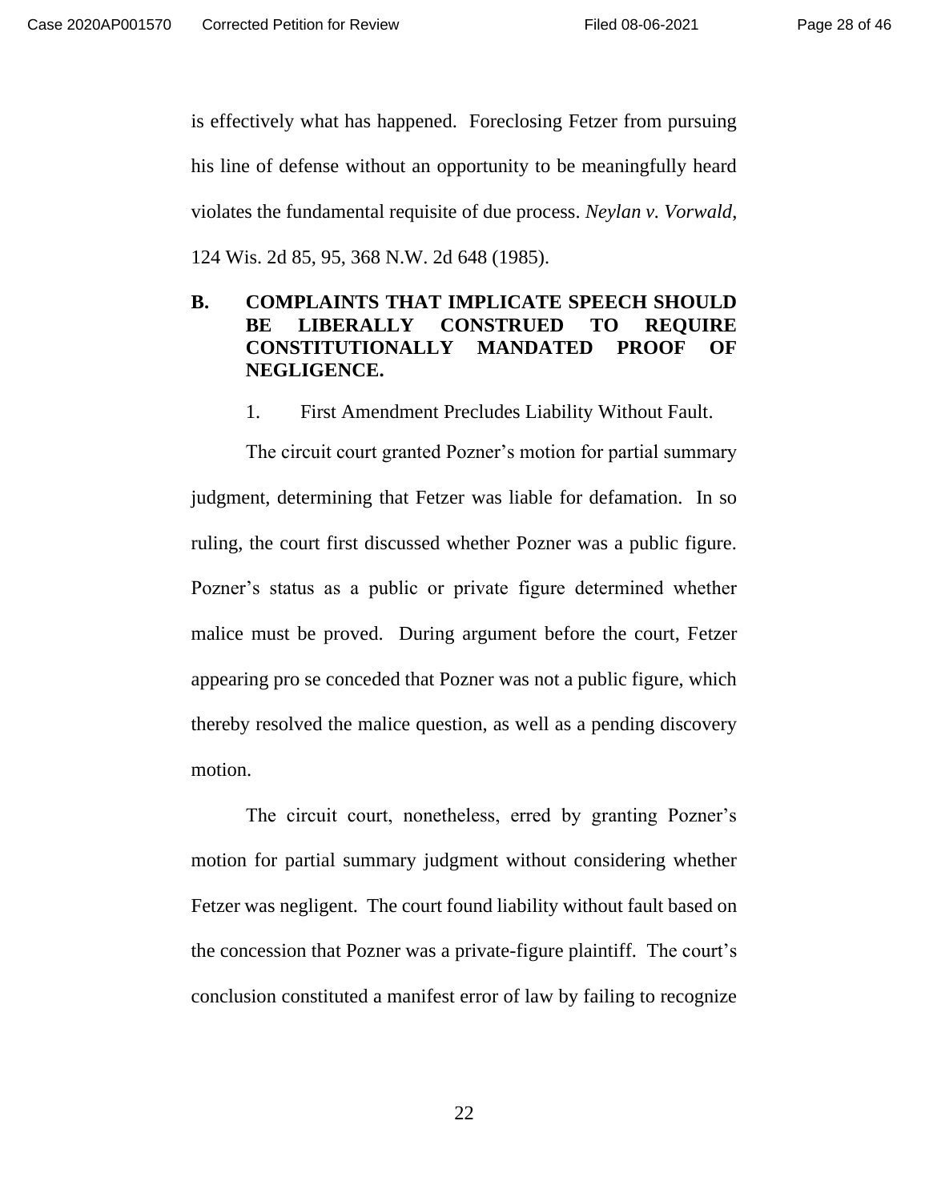is effectively what has happened. Foreclosing Fetzer from pursuing his line of defense without an opportunity to be meaningfully heard violates the fundamental requisite of due process. *Neylan v. Vorwald*, 124 Wis. 2d 85, 95, 368 N.W. 2d 648 (1985).

### B. COMPLAINTS THAT IMPLICATE SPEECH SHOULD BE LIBERALLY CONSTRUED TO REQUIRE CONSTITUTIONALLY MANDATED PROOF OF NEGLIGENCE.

1. First Amendment Precludes Liability Without Fault.

The circuit court granted Pozner's motion for partial summary judgment, determining that Fetzer was liable for defamation. In so ruling, the court first discussed whether Pozner was a public figure. Pozner's status as a public or private figure determined whether malice must be proved. During argument before the court, Fetzer appearing pro se conceded that Pozner was not a public figure, which thereby resolved the malice question, as well as a pending discovery motion.

The circuit court, nonetheless, erred by granting Pozner's motion for partial summary judgment without considering whether Fetzer was negligent. The court found liability without fault based on the concession that Pozner was a private-figure plaintiff. The court's conclusion constituted a manifest error of law by failing to recognize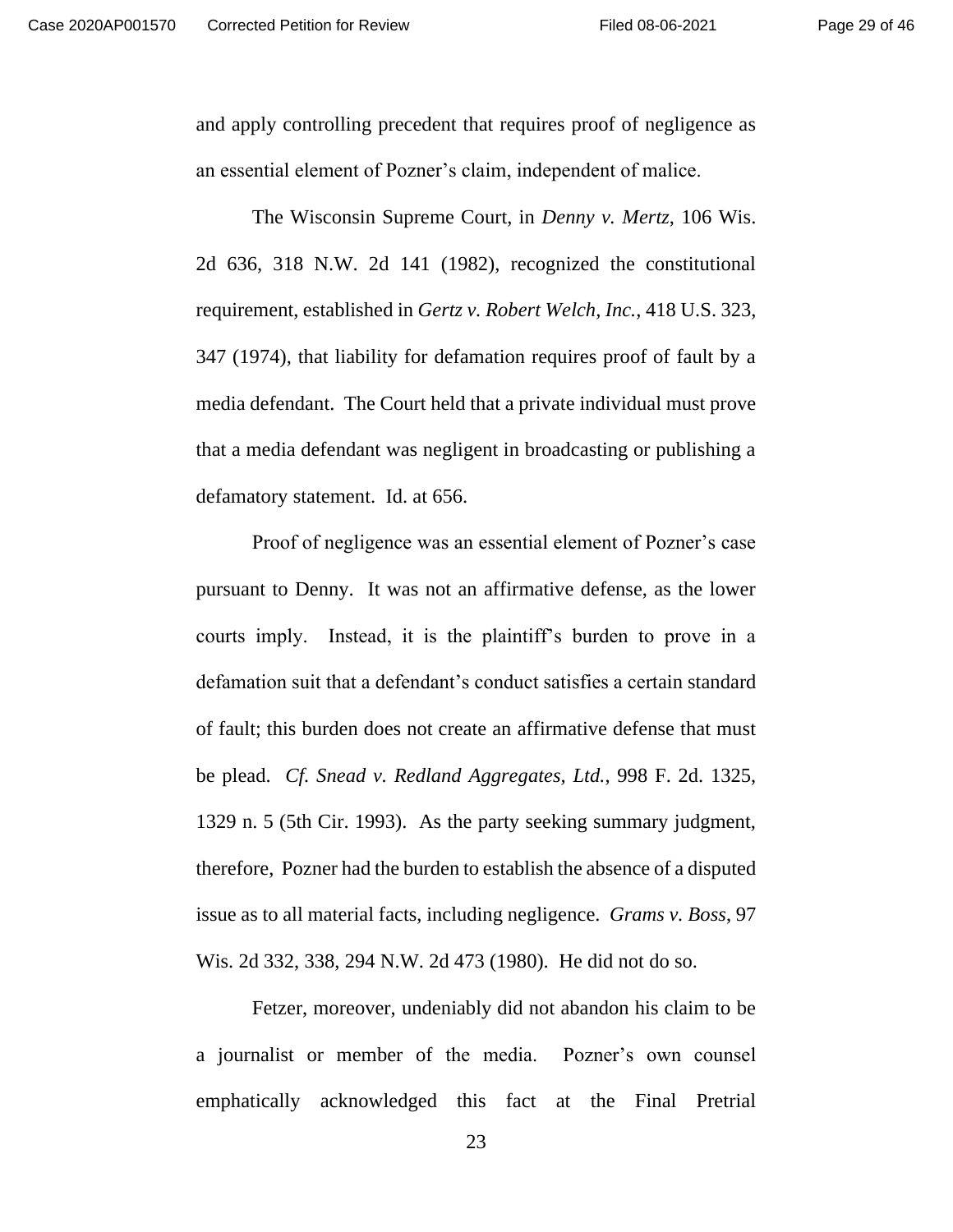and apply controlling precedent that requires proof of negligence as an essential element of Pozner's claim, independent of malice.

The Wisconsin Supreme Court, in *Denny v. Mertz*, 106 Wis. 2d 636, 318 N.W. 2d 141 (1982), recognized the constitutional requirement, established in *Gertz v. Robert Welch, Inc.*, 418 U.S. 323, 347 (1974), that liability for defamation requires proof of fault by a media defendant. The Court held that a private individual must prove that a media defendant was negligent in broadcasting or publishing a defamatory statement. Id. at 656.

Proof of negligence was an essential element of Pozner's case pursuant to Denny. It was not an affirmative defense, as the lower courts imply. Instead, it is the plaintiff's burden to prove in a defamation suit that a defendant's conduct satisfies a certain standard of fault; this burden does not create an affirmative defense that must be plead. *Cf. Snead v. Redland Aggregates, Ltd.*, 998 F. 2d. 1325, 1329 n. 5 (5th Cir. 1993). As the party seeking summary judgment, therefore, Pozner had the burden to establish the absence of a disputed issue as to all material facts, including negligence. *Grams v. Boss*, 97 Wis. 2d 332, 338, 294 N.W. 2d 473 (1980). He did not do so.

Fetzer, moreover, undeniably did not abandon his claim to be a journalist or member of the media. Pozner's own counsel emphatically acknowledged this fact at the Final Pretrial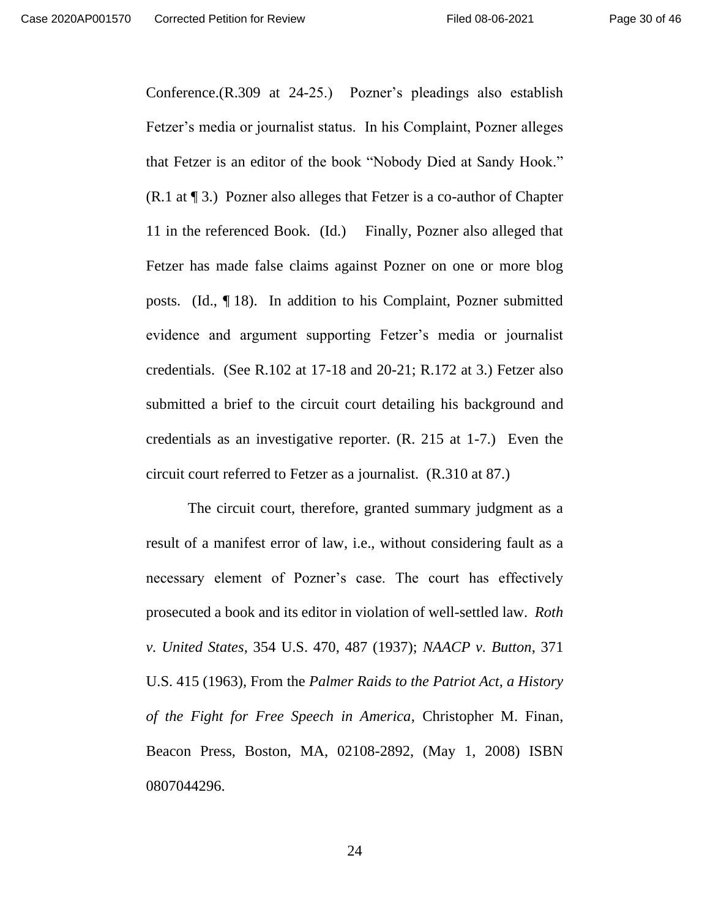Conference.(R.309 at 24-25.) Pozner's pleadings also establish Fetzer's media or journalist status. In his Complaint, Pozner alleges that Fetzer is an editor of the book "Nobody Died at Sandy Hook." (R.1 at ¶ 3.) Pozner also alleges that Fetzer is a co-author of Chapter 11 in the referenced Book. (Id.) Finally, Pozner also alleged that Fetzer has made false claims against Pozner on one or more blog posts. (Id., ¶ 18). In addition to his Complaint, Pozner submitted evidence and argument supporting Fetzer's media or journalist credentials. (See R.102 at 17-18 and 20-21; R.172 at 3.) Fetzer also submitted a brief to the circuit court detailing his background and credentials as an investigative reporter. (R. 215 at 1-7.) Even the circuit court referred to Fetzer as a journalist. (R.310 at 87.)

The circuit court, therefore, granted summary judgment as a result of a manifest error of law, i.e., without considering fault as a necessary element of Pozner's case. The court has effectively prosecuted a book and its editor in violation of well-settled law. *Roth v. United States*, 354 U.S. 470, 487 (1937); *NAACP v. Button*, 371 U.S. 415 (1963), From the *Palmer Raids to the Patriot Act, a History of the Fight for Free Speech in America*, Christopher M. Finan, Beacon Press, Boston, MA, 02108-2892, (May 1, 2008) ISBN 0807044296.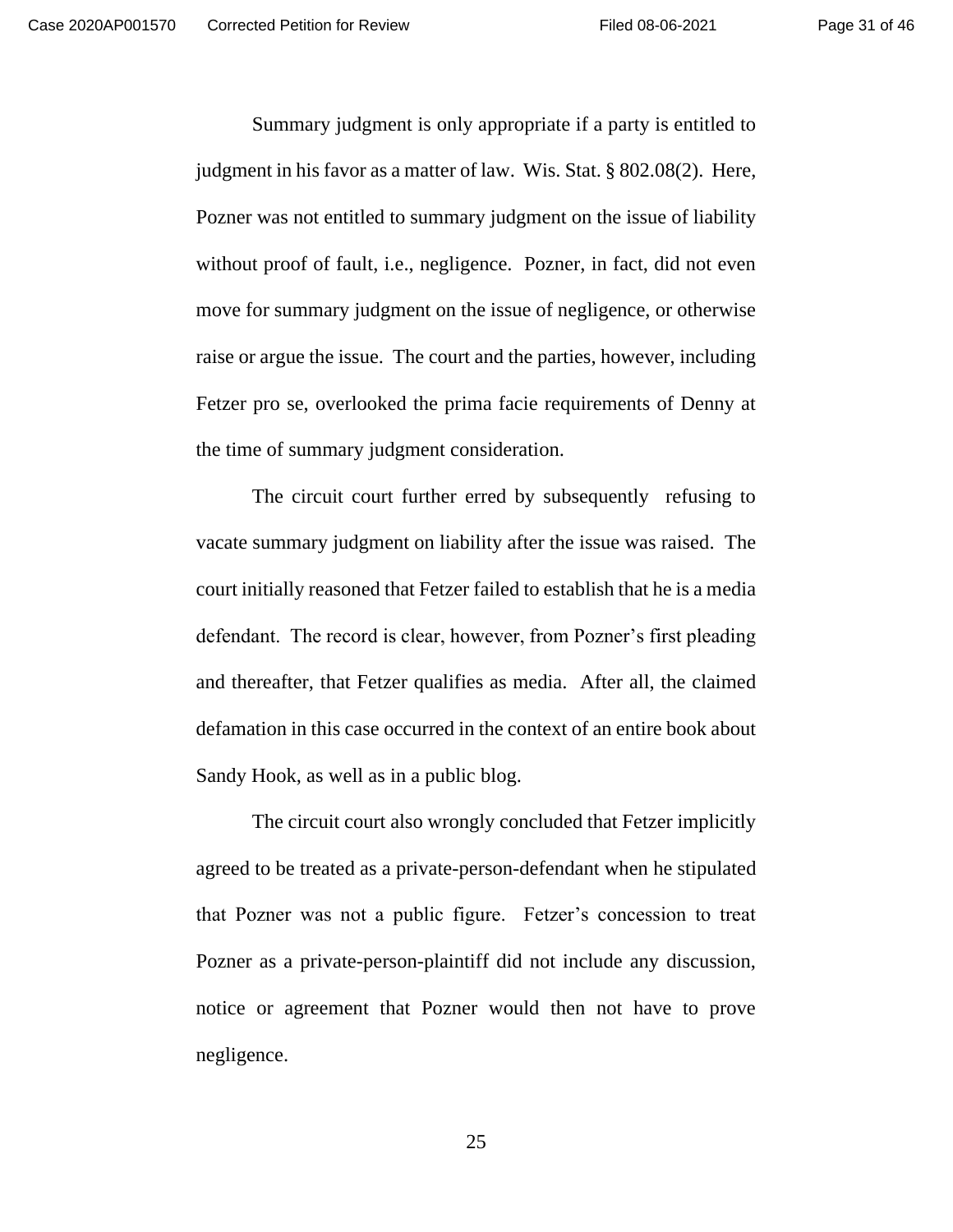Summary judgment is only appropriate if a party is entitled to judgment in his favor as a matter of law. Wis. Stat. § 802.08(2). Here, Pozner was not entitled to summary judgment on the issue of liability without proof of fault, i.e., negligence. Pozner, in fact, did not even move for summary judgment on the issue of negligence, or otherwise raise or argue the issue. The court and the parties, however, including Fetzer pro se, overlooked the prima facie requirements of Denny at the time of summary judgment consideration.

The circuit court further erred by subsequently refusing to vacate summary judgment on liability after the issue was raised. The court initially reasoned that Fetzer failed to establish that he is a media defendant. The record is clear, however, from Pozner's first pleading and thereafter, that Fetzer qualifies as media. After all, the claimed defamation in this case occurred in the context of an entire book about Sandy Hook, as well as in a public blog.

The circuit court also wrongly concluded that Fetzer implicitly agreed to be treated as a private-person-defendant when he stipulated that Pozner was not a public figure. Fetzer's concession to treat Pozner as a private-person-plaintiff did not include any discussion, notice or agreement that Pozner would then not have to prove negligence.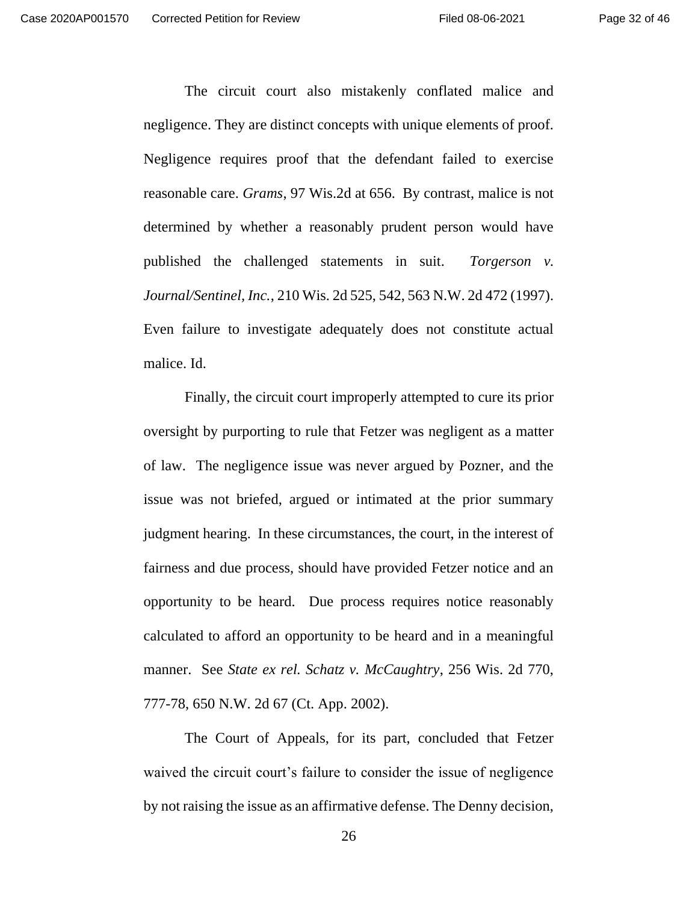The circuit court also mistakenly conflated malice and negligence. They are distinct concepts with unique elements of proof. Negligence requires proof that the defendant failed to exercise reasonable care. *Grams*, 97 Wis.2d at 656. By contrast, malice is not determined by whether a reasonably prudent person would have published the challenged statements in suit. *Torgerson v. Journal/Sentinel, Inc.*, 210 Wis. 2d 525, 542, 563 N.W. 2d 472 (1997). Even failure to investigate adequately does not constitute actual malice. Id.

Finally, the circuit court improperly attempted to cure its prior oversight by purporting to rule that Fetzer was negligent as a matter of law. The negligence issue was never argued by Pozner, and the issue was not briefed, argued or intimated at the prior summary judgment hearing. In these circumstances, the court, in the interest of fairness and due process, should have provided Fetzer notice and an opportunity to be heard. Due process requires notice reasonably calculated to afford an opportunity to be heard and in a meaningful manner. See *State ex rel. Schatz v. McCaughtry*, 256 Wis. 2d 770, 777-78, 650 N.W. 2d 67 (Ct. App. 2002).

The Court of Appeals, for its part, concluded that Fetzer waived the circuit court's failure to consider the issue of negligence by not raising the issue as an affirmative defense. The Denny decision,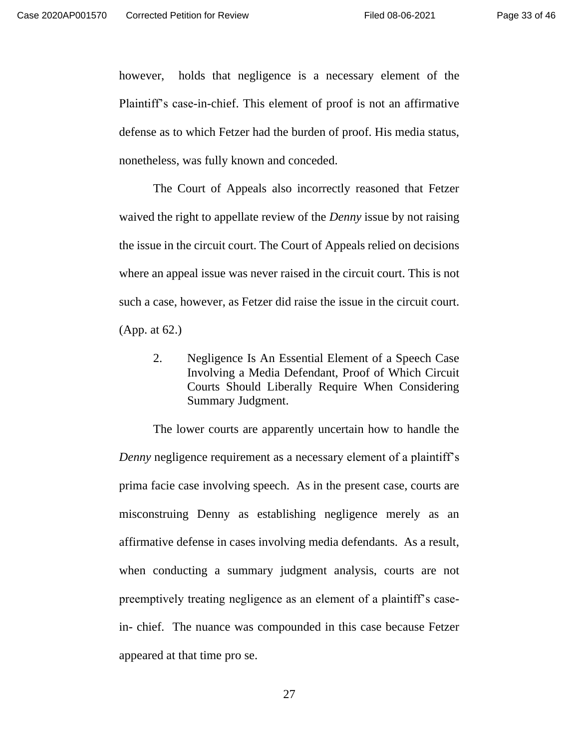however, holds that negligence is a necessary element of the Plaintiff's case-in-chief. This element of proof is not an affirmative defense as to which Fetzer had the burden of proof. His media status, nonetheless, was fully known and conceded.

The Court of Appeals also incorrectly reasoned that Fetzer waived the right to appellate review of the *Denny* issue by not raising the issue in the circuit court. The Court of Appeals relied on decisions where an appeal issue was never raised in the circuit court. This is not such a case, however, as Fetzer did raise the issue in the circuit court. (App. at 62.)

2. Negligence Is An Essential Element of a Speech Case Involving a Media Defendant, Proof of Which Circuit Courts Should Liberally Require When Considering Summary Judgment.

The lower courts are apparently uncertain how to handle the *Denny* negligence requirement as a necessary element of a plaintiff's prima facie case involving speech. As in the present case, courts are misconstruing Denny as establishing negligence merely as an affirmative defense in cases involving media defendants. As a result, when conducting a summary judgment analysis, courts are not preemptively treating negligence as an element of a plaintiff's case-in- chief. The nuance was compounded in this case because Fetzer appeared at that time pro se.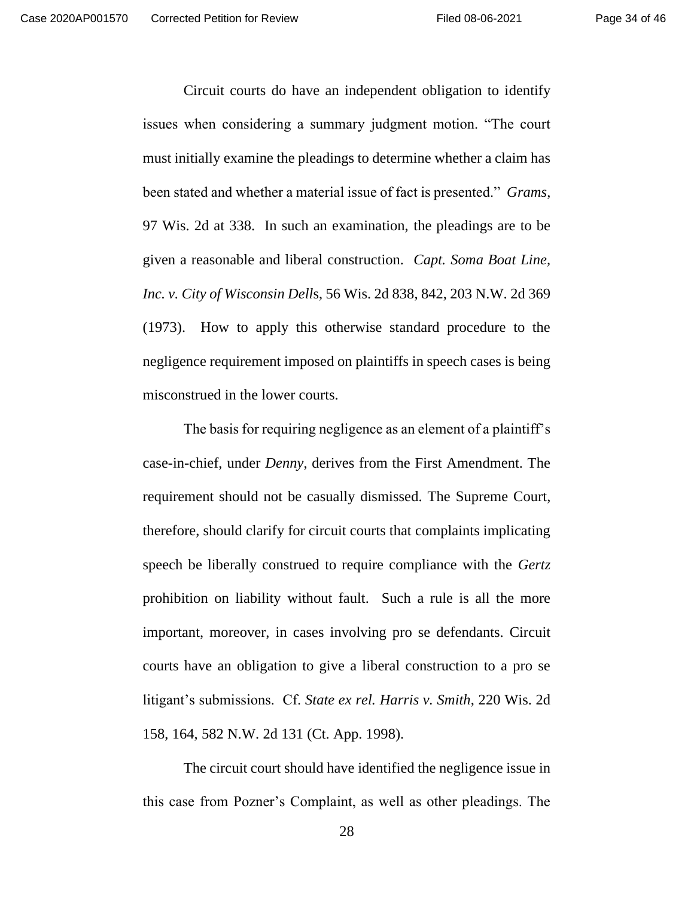Circuit courts do have an independent obligation to identify issues when considering a summary judgment motion. "The court must initially examine the pleadings to determine whether a claim has been stated and whether a material issue of fact is presented." *Grams*, 97 Wis. 2d at 338. In such an examination, the pleadings are to be given a reasonable and liberal construction. *Capt. Soma Boat Line, Inc. v. City of Wisconsin Dells*, 56 Wis. 2d 838, 842, 203 N.W. 2d 369 (1973). How to apply this otherwise standard procedure to the negligence requirement imposed on plaintiffs in speech cases is being misconstrued in the lower courts.

The basis for requiring negligence as an element of a plaintiff's case-in-chief, under *Denny*, derives from the First Amendment. The requirement should not be casually dismissed. The Supreme Court, therefore, should clarify for circuit courts that complaints implicating speech be liberally construed to require compliance with the *Gertz* prohibition on liability without fault. Such a rule is all the more important, moreover, in cases involving pro se defendants. Circuit courts have an obligation to give a liberal construction to a pro se litigant's submissions. Cf. *State ex rel. Harris v. Smith*, 220 Wis. 2d 158, 164, 582 N.W. 2d 131 (Ct. App. 1998).

The circuit court should have identified the negligence issue in this case from Pozner's Complaint, as well as other pleadings. The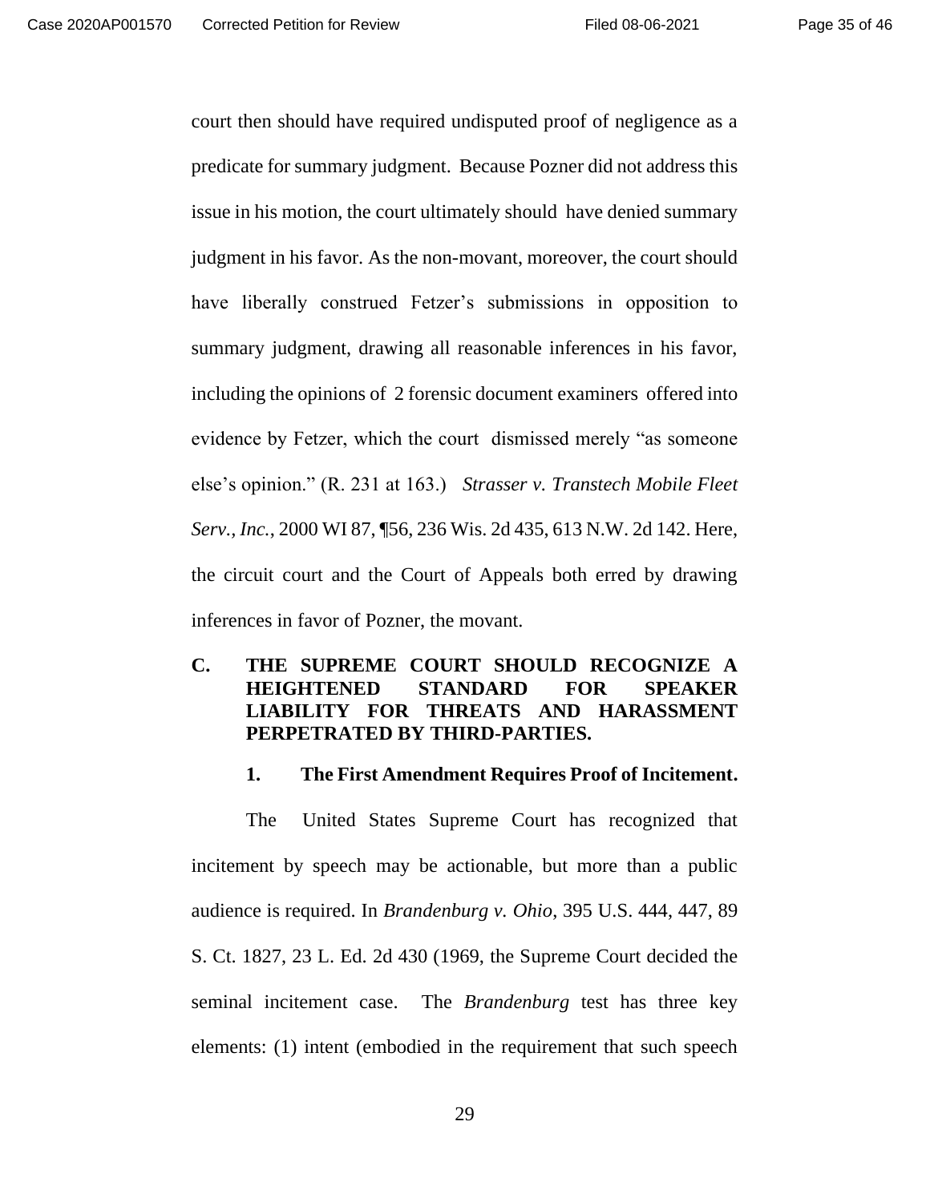court then should have required undisputed proof of negligence as a predicate for summary judgment. Because Pozner did not address this issue in his motion, the court ultimately should have denied summary judgment in his favor. As the non-movant, moreover, the court should have liberally construed Fetzer's submissions in opposition to summary judgment, drawing all reasonable inferences in his favor, including the opinions of 2 forensic document examiners offered into evidence by Fetzer, which the court dismissed merely "as someone else's opinion." (R. 231 at 163.) *Strasser v. Transtech Mobile Fleet Serv., Inc.*, 2000 WI 87, ¶56, 236 Wis. 2d 435, 613 N.W. 2d 142. Here, the circuit court and the Court of Appeals both erred by drawing inferences in favor of Pozner, the movant.

## C. THE SUPREME COURT SHOULD RECOGNIZE A HEIGHTENED STANDARD FOR SPEAKER LIABILITY FOR THREATS AND HARASSMENT PERPETRATED BY THIRD-PARTIES.

### 1. The First Amendment Requires Proof of Incitement.

The United States Supreme Court has recognized that incitement by speech may be actionable, but more than a public audience is required. In *Brandenburg v. Ohio*, 395 U.S. 444, 447, 89 S. Ct. 1827, 23 L. Ed. 2d 430 (1969, the Supreme Court decided the seminal incitement case. The *Brandenburg* test has three key elements: (1) intent (embodied in the requirement that such speech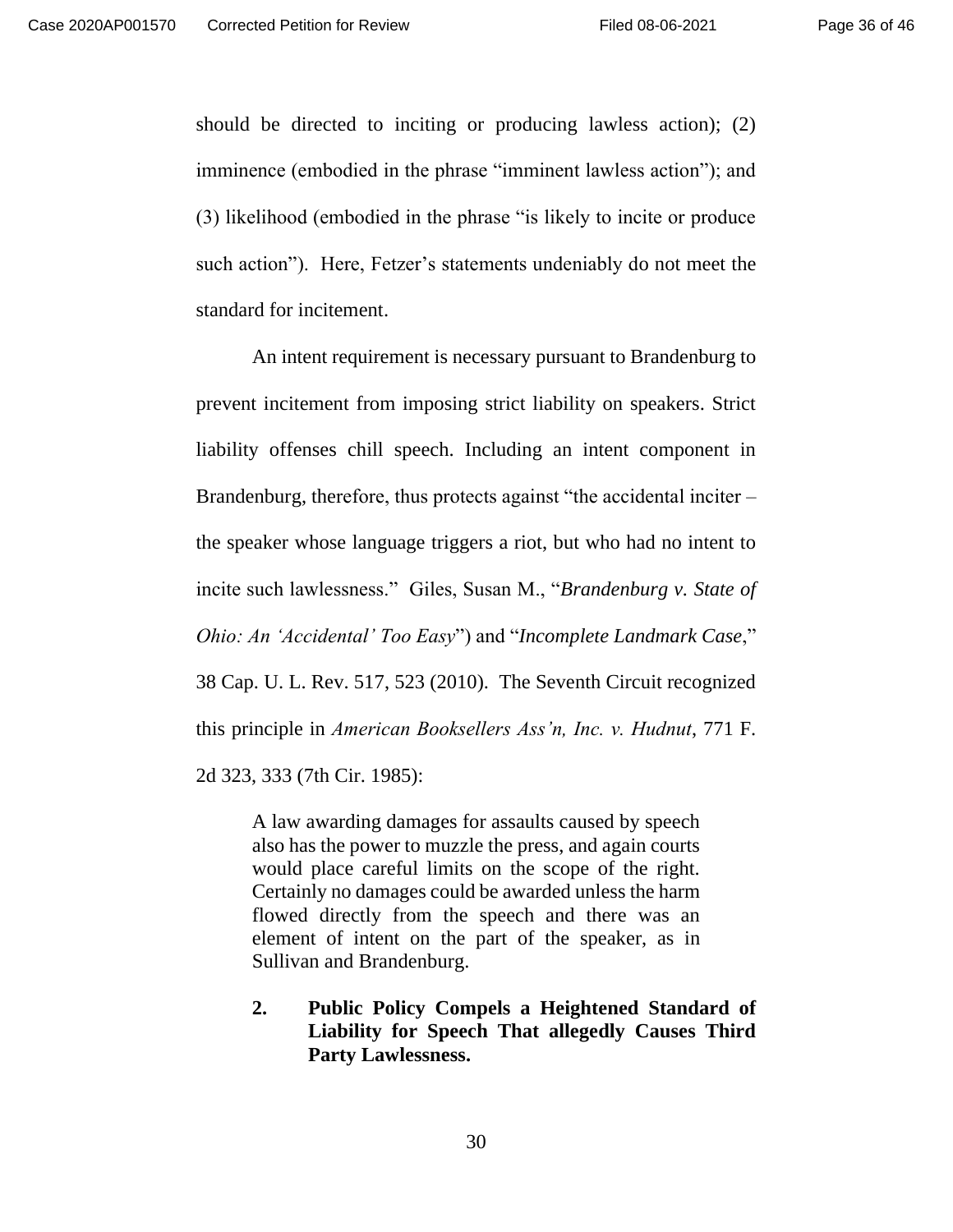should be directed to inciting or producing lawless action); (2) imminence (embodied in the phrase "imminent lawless action"); and (3) likelihood (embodied in the phrase "is likely to incite or produce such action"). Here, Fetzer's statements undeniably do not meet the standard for incitement.

An intent requirement is necessary pursuant to Brandenburg to prevent incitement from imposing strict liability on speakers. Strict liability offenses chill speech. Including an intent component in Brandenburg, therefore, thus protects against "the accidental inciter – the speaker whose language triggers a riot, but who had no intent to incite such lawlessness." Giles, Susan M., "*Brandenburg v. State of Ohio: An 'Accidental' Too Easy*") and "*Incomplete Landmark Case*," 38 Cap. U. L. Rev. 517, 523 (2010). The Seventh Circuit recognized this principle in *American Booksellers Ass'n, Inc. v. Hudnut*, 771 F. 2d 323, 333 (7th Cir. 1985):

> A law awarding damages for assaults caused by speech also has the power to muzzle the press, and again courts would place careful limits on the scope of the right. Certainly no damages could be awarded unless the harm flowed directly from the speech and there was an element of intent on the part of the speaker, as in Sullivan and Brandenburg.

**2. Public Policy Compels a Heightened Standard of Liability for Speech That allegedly Causes Third Party Lawlessness.**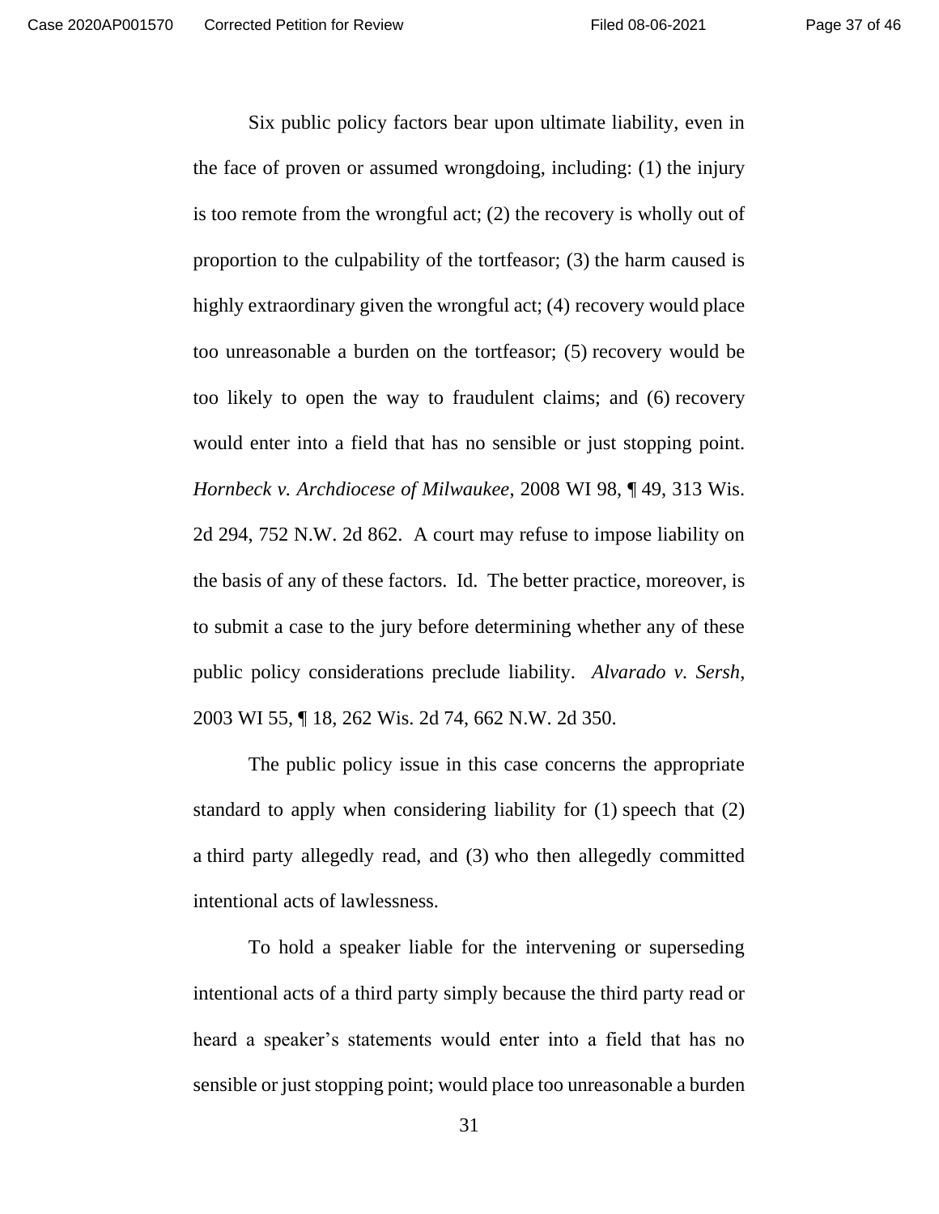Six public policy factors bear upon ultimate liability, even in the face of proven or assumed wrongdoing, including: (1) the injury is too remote from the wrongful act; (2) the recovery is wholly out of proportion to the culpability of the tortfeasor; (3) the harm caused is highly extraordinary given the wrongful act; (4) recovery would place too unreasonable a burden on the tortfeasor; (5) recovery would be too likely to open the way to fraudulent claims; and (6) recovery would enter into a field that has no sensible or just stopping point. *Hornbeck v. Archdiocese of Milwaukee*, 2008 WI 98, ¶ 49, 313 Wis. 2d 294, 752 N.W. 2d 862. A court may refuse to impose liability on the basis of any of these factors. Id. The better practice, moreover, is to submit a case to the jury before determining whether any of these public policy considerations preclude liability. *Alvarado v. Sersh*, 2003 WI 55, ¶ 18, 262 Wis. 2d 74, 662 N.W. 2d 350.

The public policy issue in this case concerns the appropriate standard to apply when considering liability for (1) speech that (2) a third party allegedly read, and (3) who then allegedly committed intentional acts of lawlessness.

To hold a speaker liable for the intervening or superseding intentional acts of a third party simply because the third party read or heard a speaker's statements would enter into a field that has no sensible or just stopping point; would place too unreasonable a burden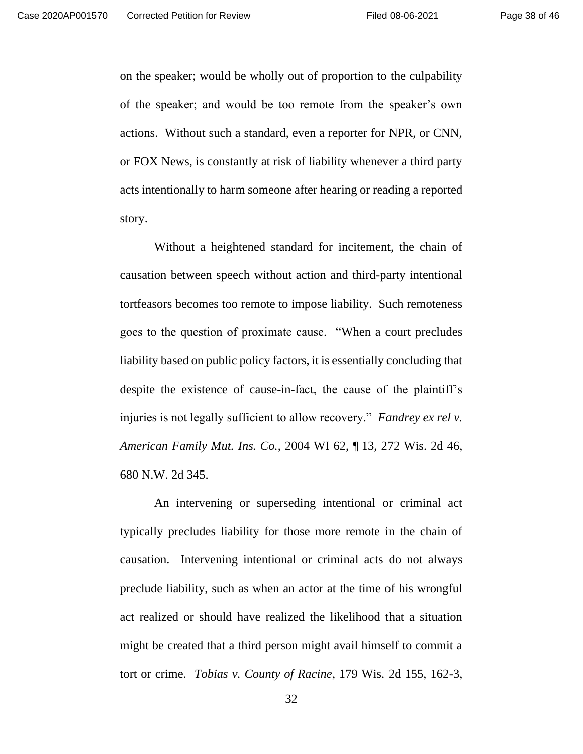on the speaker; would be wholly out of proportion to the culpability of the speaker; and would be too remote from the speaker's own actions. Without such a standard, even a reporter for NPR, or CNN, or FOX News, is constantly at risk of liability whenever a third party acts intentionally to harm someone after hearing or reading a reported story.

Without a heightened standard for incitement, the chain of causation between speech without action and third-party intentional tortfeasors becomes too remote to impose liability. Such remoteness goes to the question of proximate cause. "When a court precludes liability based on public policy factors, it is essentially concluding that despite the existence of cause-in-fact, the cause of the plaintiff's injuries is not legally sufficient to allow recovery." *Fandrey ex rel v. American Family Mut. Ins. Co.*, 2004 WI 62, ¶ 13, 272 Wis. 2d 46, 680 N.W. 2d 345.

An intervening or superseding intentional or criminal act typically precludes liability for those more remote in the chain of causation. Intervening intentional or criminal acts do not always preclude liability, such as when an actor at the time of his wrongful act realized or should have realized the likelihood that a situation might be created that a third person might avail himself to commit a tort or crime. *Tobias v. County of Racine*, 179 Wis. 2d 155, 162-3,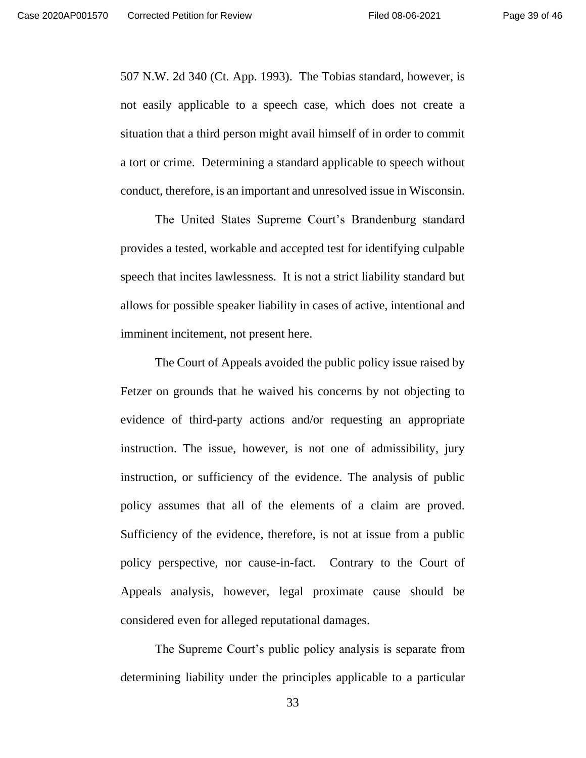507 N.W. 2d 340 (Ct. App. 1993). The Tobias standard, however, is not easily applicable to a speech case, which does not create a situation that a third person might avail himself of in order to commit a tort or crime. Determining a standard applicable to speech without conduct, therefore, is an important and unresolved issue in Wisconsin.

The United States Supreme Court's Brandenburg standard provides a tested, workable and accepted test for identifying culpable speech that incites lawlessness. It is not a strict liability standard but allows for possible speaker liability in cases of active, intentional and imminent incitement, not present here.

The Court of Appeals avoided the public policy issue raised by Fetzer on grounds that he waived his concerns by not objecting to evidence of third-party actions and/or requesting an appropriate instruction. The issue, however, is not one of admissibility, jury instruction, or sufficiency of the evidence. The analysis of public policy assumes that all of the elements of a claim are proved. Sufficiency of the evidence, therefore, is not at issue from a public policy perspective, nor cause-in-fact. Contrary to the Court of Appeals analysis, however, legal proximate cause should be considered even for alleged reputational damages.

The Supreme Court's public policy analysis is separate from determining liability under the principles applicable to a particular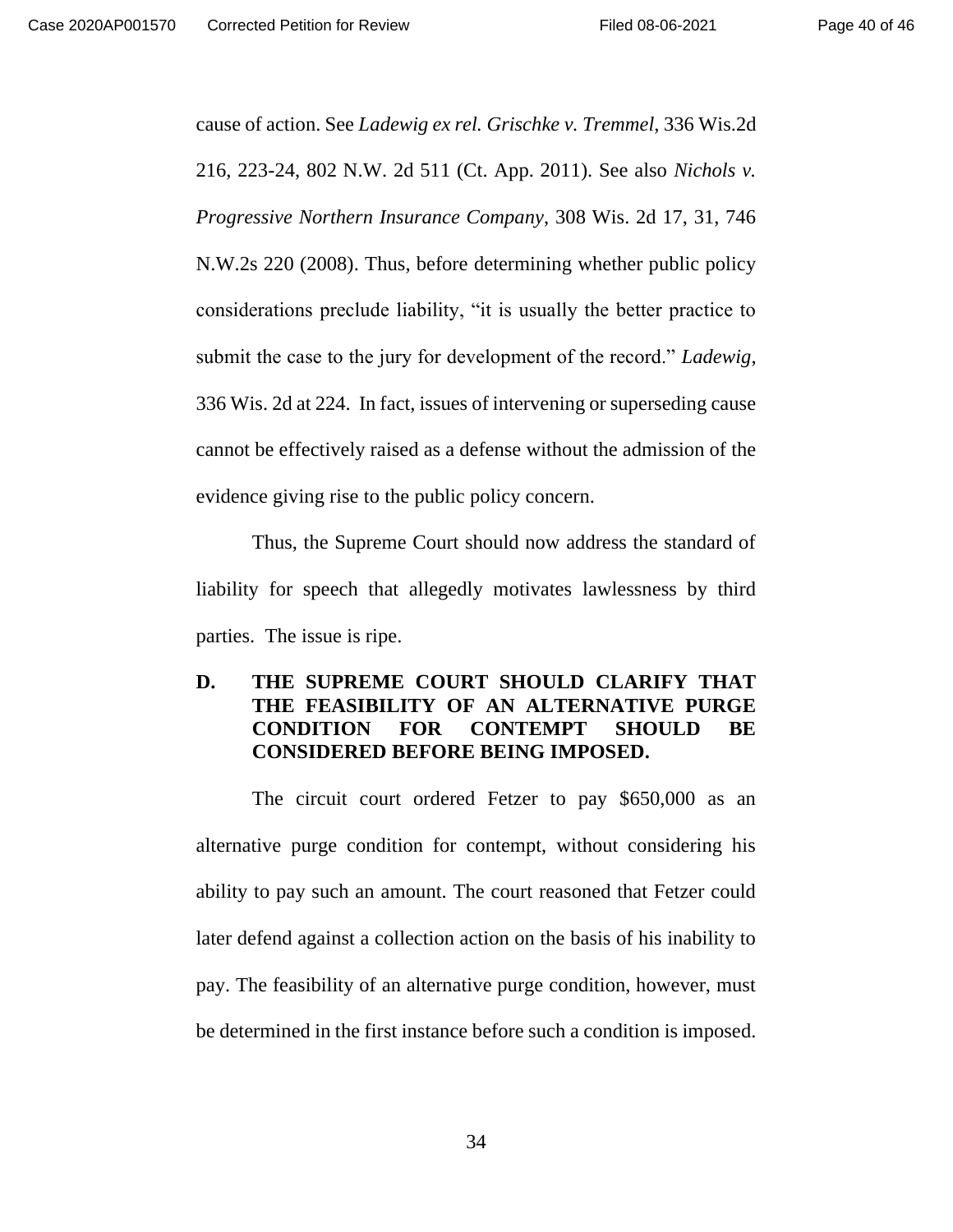cause of action. See *Ladewig ex rel. Grischke v. Tremmel*, 336 Wis.2d 216, 223-24, 802 N.W. 2d 511 (Ct. App. 2011). See also *Nichols v. Progressive Northern Insurance Company*, 308 Wis. 2d 17, 31, 746 N.W.2s 220 (2008). Thus, before determining whether public policy considerations preclude liability, "it is usually the better practice to submit the case to the jury for development of the record." *Ladewig*, 336 Wis. 2d at 224. In fact, issues of intervening or superseding cause cannot be effectively raised as a defense without the admission of the evidence giving rise to the public policy concern.

Thus, the Supreme Court should now address the standard of liability for speech that allegedly motivates lawlessness by third parties. The issue is ripe.

### D. THE SUPREME COURT SHOULD CLARIFY THAT THE FEASIBILITY OF AN ALTERNATIVE PURGE CONDITION FOR CONTEMPT SHOULD BE CONSIDERED BEFORE BEING IMPOSED.

The circuit court ordered Fetzer to pay $650,000 as an alternative purge condition for contempt, without considering his ability to pay such an amount. The court reasoned that Fetzer could later defend against a collection action on the basis of his inability to pay. The feasibility of an alternative purge condition, however, must be determined in the first instance before such a condition is imposed.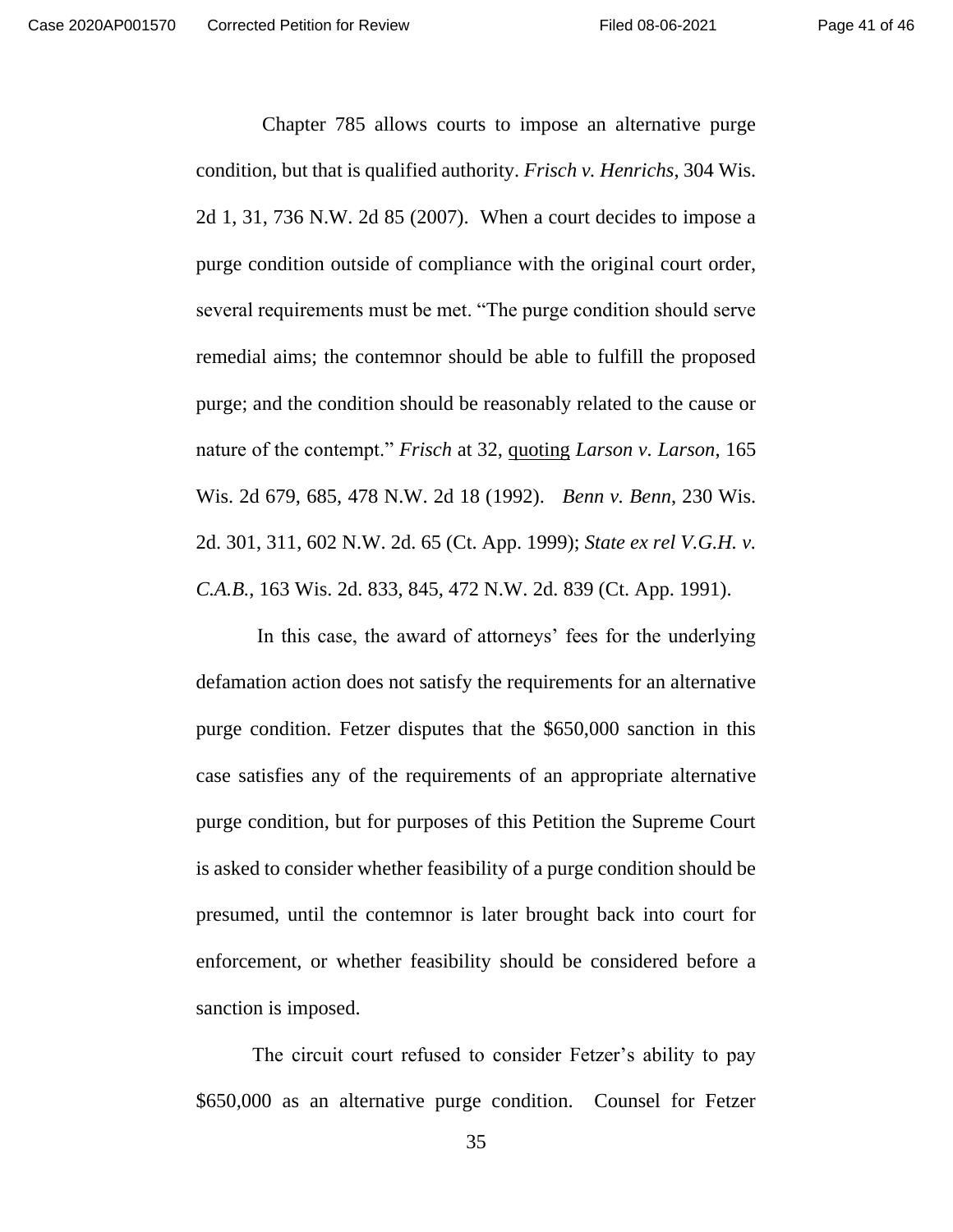Chapter 785 allows courts to impose an alternative purge condition, but that is qualified authority. *Frisch v. Henrichs*, 304 Wis. 2d 1, 31, 736 N.W. 2d 85 (2007). When a court decides to impose a purge condition outside of compliance with the original court order, several requirements must be met. "The purge condition should serve remedial aims; the contemnor should be able to fulfill the proposed purge; and the condition should be reasonably related to the cause or nature of the contempt." *Frisch* at 32, quoting *Larson v. Larson*, 165 Wis. 2d 679, 685, 478 N.W. 2d 18 (1992). *Benn v. Benn*, 230 Wis. 2d. 301, 311, 602 N.W. 2d. 65 (Ct. App. 1999); *State ex rel V.G.H. v. C.A.B.*, 163 Wis. 2d. 833, 845, 472 N.W. 2d. 839 (Ct. App. 1991).

In this case, the award of attorneys' fees for the underlying defamation action does not satisfy the requirements for an alternative purge condition. Fetzer disputes that the $650,000 sanction in this case satisfies any of the requirements of an appropriate alternative purge condition, but for purposes of this Petition the Supreme Court is asked to consider whether feasibility of a purge condition should be presumed, until the contemnor is later brought back into court for enforcement, or whether feasibility should be considered before a sanction is imposed.

The circuit court refused to consider Fetzer's ability to pay $650,000 as an alternative purge condition. Counsel for Fetzer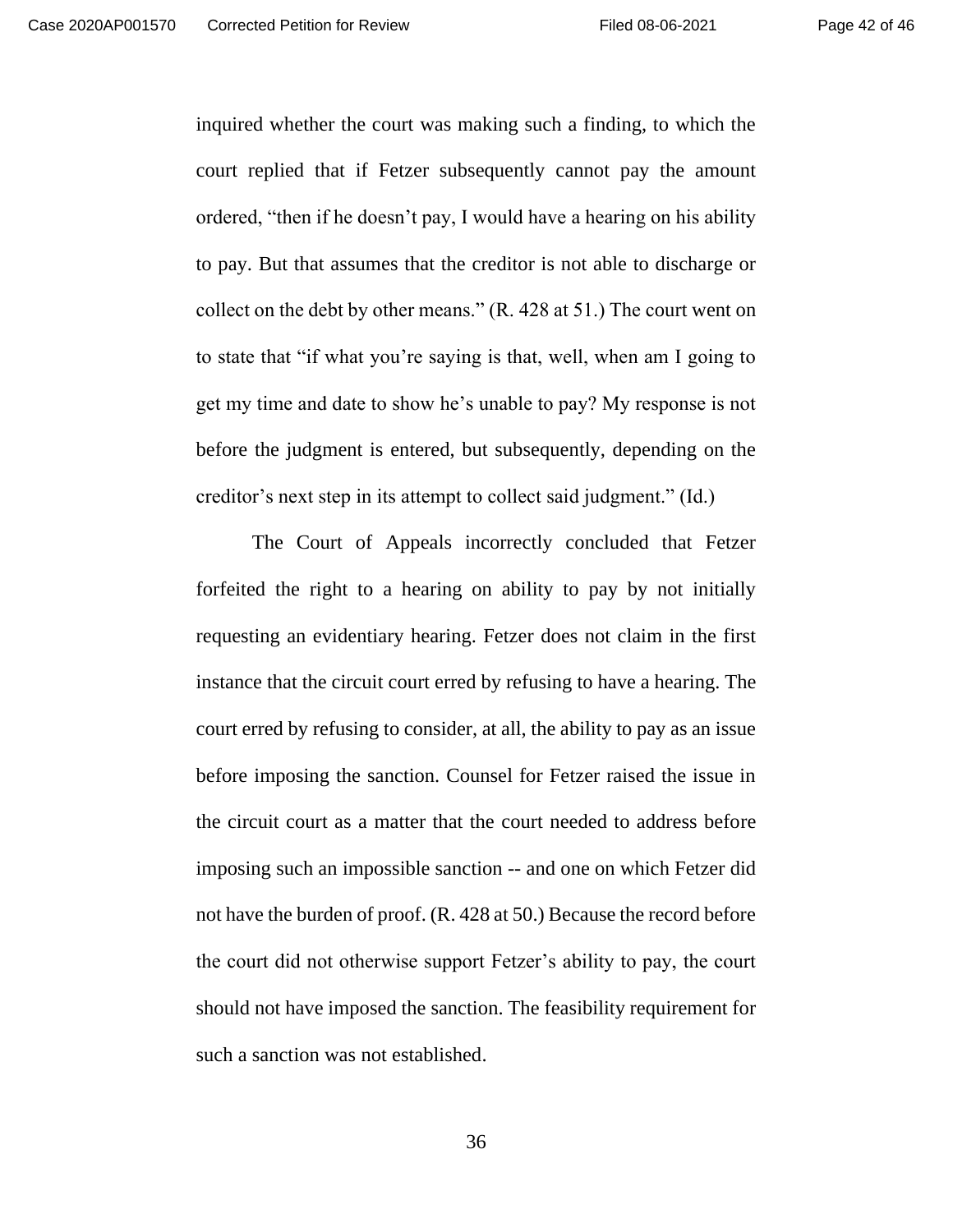inquired whether the court was making such a finding, to which the court replied that if Fetzer subsequently cannot pay the amount ordered, "then if he doesn't pay, I would have a hearing on his ability to pay. But that assumes that the creditor is not able to discharge or collect on the debt by other means." (R. 428 at 51.) The court went on to state that "if what you're saying is that, well, when am I going to get my time and date to show he's unable to pay? My response is not before the judgment is entered, but subsequently, depending on the creditor's next step in its attempt to collect said judgment." (Id.)

The Court of Appeals incorrectly concluded that Fetzer forfeited the right to a hearing on ability to pay by not initially requesting an evidentiary hearing. Fetzer does not claim in the first instance that the circuit court erred by refusing to have a hearing. The court erred by refusing to consider, at all, the ability to pay as an issue before imposing the sanction. Counsel for Fetzer raised the issue in the circuit court as a matter that the court needed to address before imposing such an impossible sanction -- and one on which Fetzer did not have the burden of proof. (R. 428 at 50.) Because the record before the court did not otherwise support Fetzer's ability to pay, the court should not have imposed the sanction. The feasibility requirement for such a sanction was not established.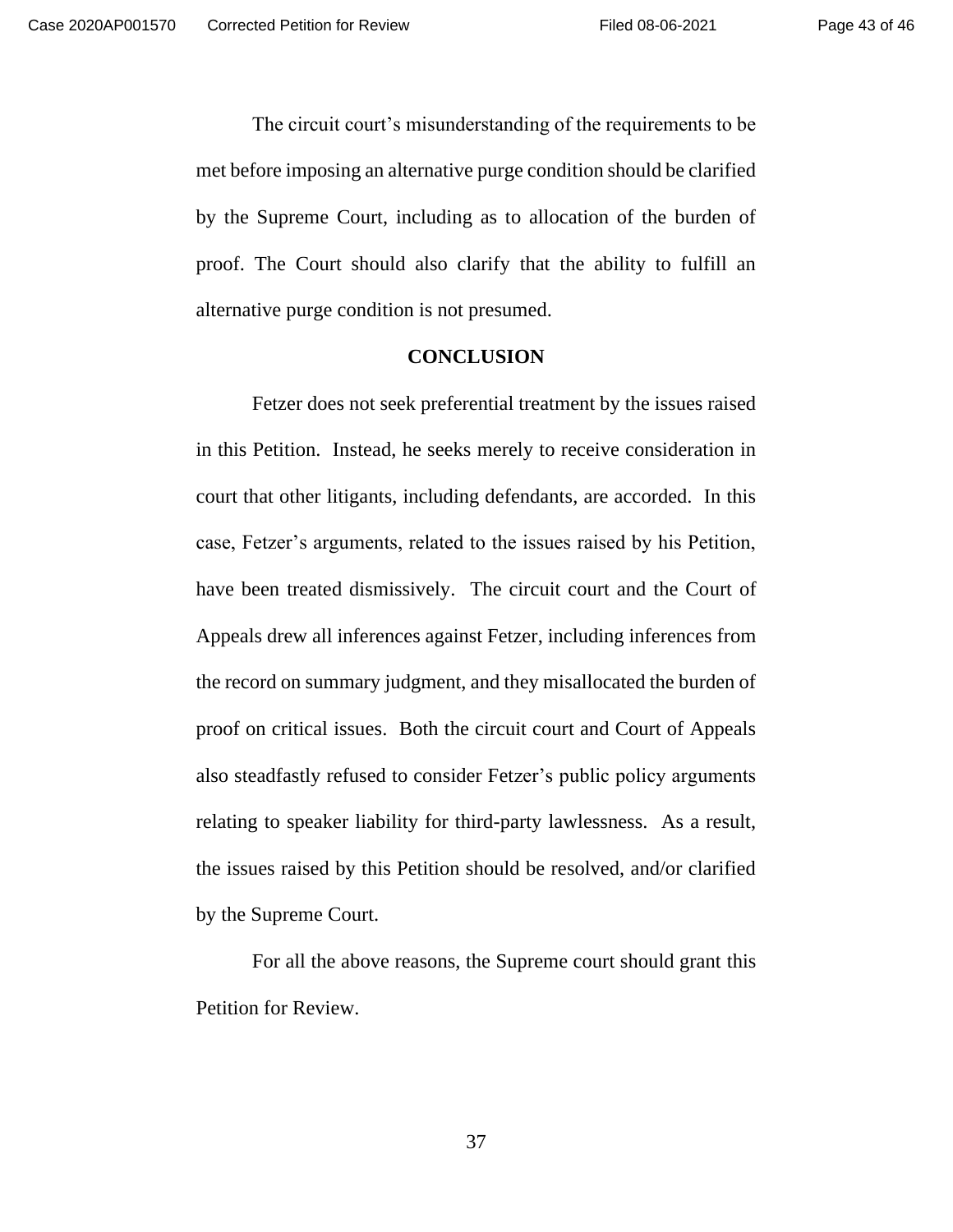The circuit court's misunderstanding of the requirements to be met before imposing an alternative purge condition should be clarified by the Supreme Court, including as to allocation of the burden of proof. The Court should also clarify that the ability to fulfill an alternative purge condition is not presumed.

## CONCLUSION

Fetzer does not seek preferential treatment by the issues raised in this Petition. Instead, he seeks merely to receive consideration in court that other litigants, including defendants, are accorded. In this case, Fetzer's arguments, related to the issues raised by his Petition, have been treated dismissively. The circuit court and the Court of Appeals drew all inferences against Fetzer, including inferences from the record on summary judgment, and they misallocated the burden of proof on critical issues. Both the circuit court and Court of Appeals also steadfastly refused to consider Fetzer's public policy arguments relating to speaker liability for third-party lawlessness. As a result, the issues raised by this Petition should be resolved, and/or clarified by the Supreme Court.

For all the above reasons, the Supreme court should grant this Petition for Review.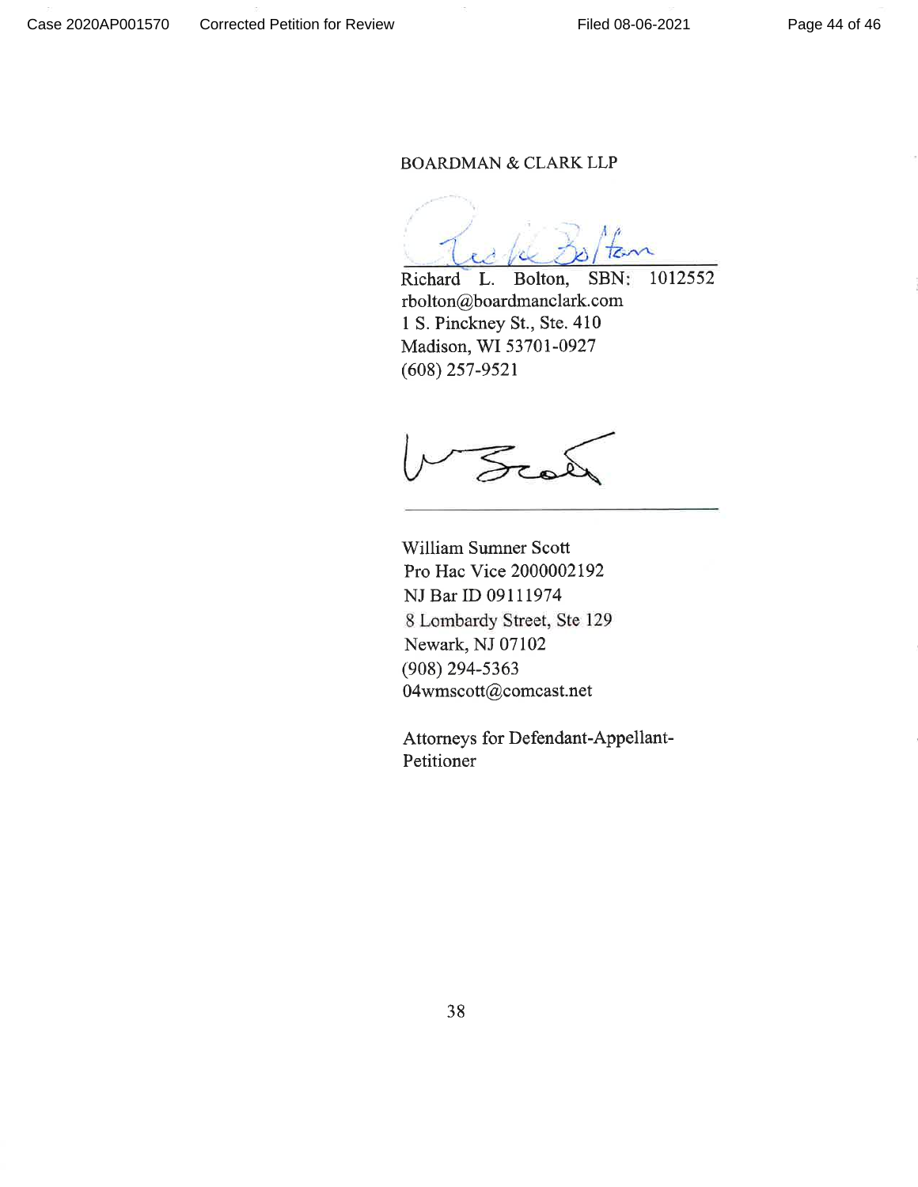BOARDMAN & CLARK LLP

Richard L. Bolton, SBN: 1012552
rbolton@boardmanclark.com
1 S. Pinckney St., Ste. 410
Madison, WI 53701-0927
(608) 257-9521

William Sumner Scott
Pro Hac Vice 2000002192
NJ Bar ID 09111974
8 Lombardy Street, Ste 129
Newark, NJ 07102
(908) 294-5363
04wmscott@comcast.net

Attorneys for Defendant-Appellant-Petitioner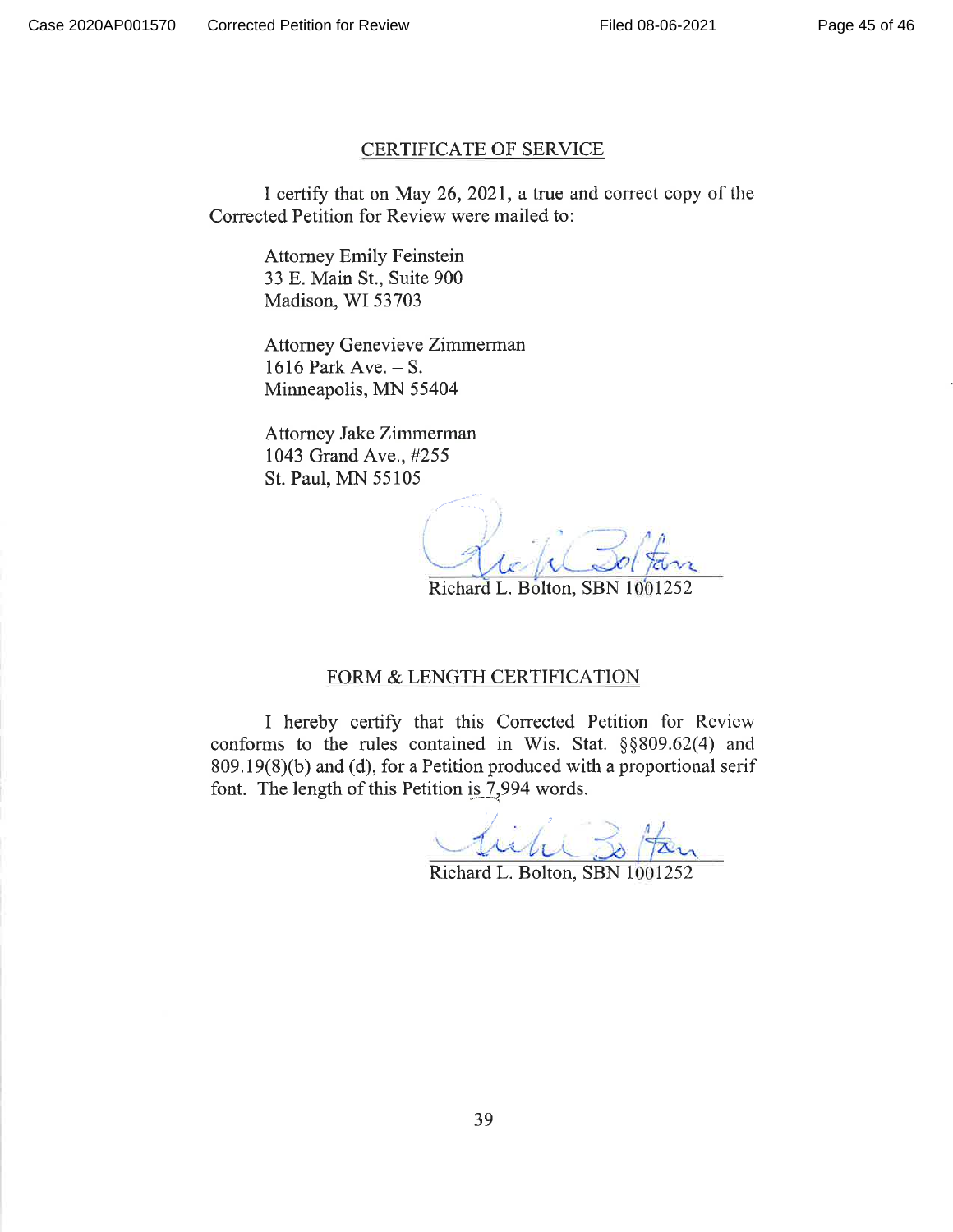## CERTIFICATE OF SERVICE

I certify that on May 26, 2021, a true and correct copy of the Corrected Petition for Review were mailed to:

Attorney Emily Feinstein
33 E. Main St., Suite 900
Madison, WI 53703

Attorney Genevieve Zimmerman
1616 Park Ave. – S.
Minneapolis, MN 55404

Attorney Jake Zimmerman
1043 Grand Ave., #255
St. Paul, MN 55105

Richard L. Bolton, SBN 1001252

## FORM & LENGTH CERTIFICATION

I hereby certify that this Corrected Petition for Review conforms to the rules contained in Wis. Stat. §§809.62(4) and 809.19(8)(b) and (d), for a Petition produced with a proportional serif font. The length of this Petition is 7,994 words.

Richard L. Bolton, SBN 1001252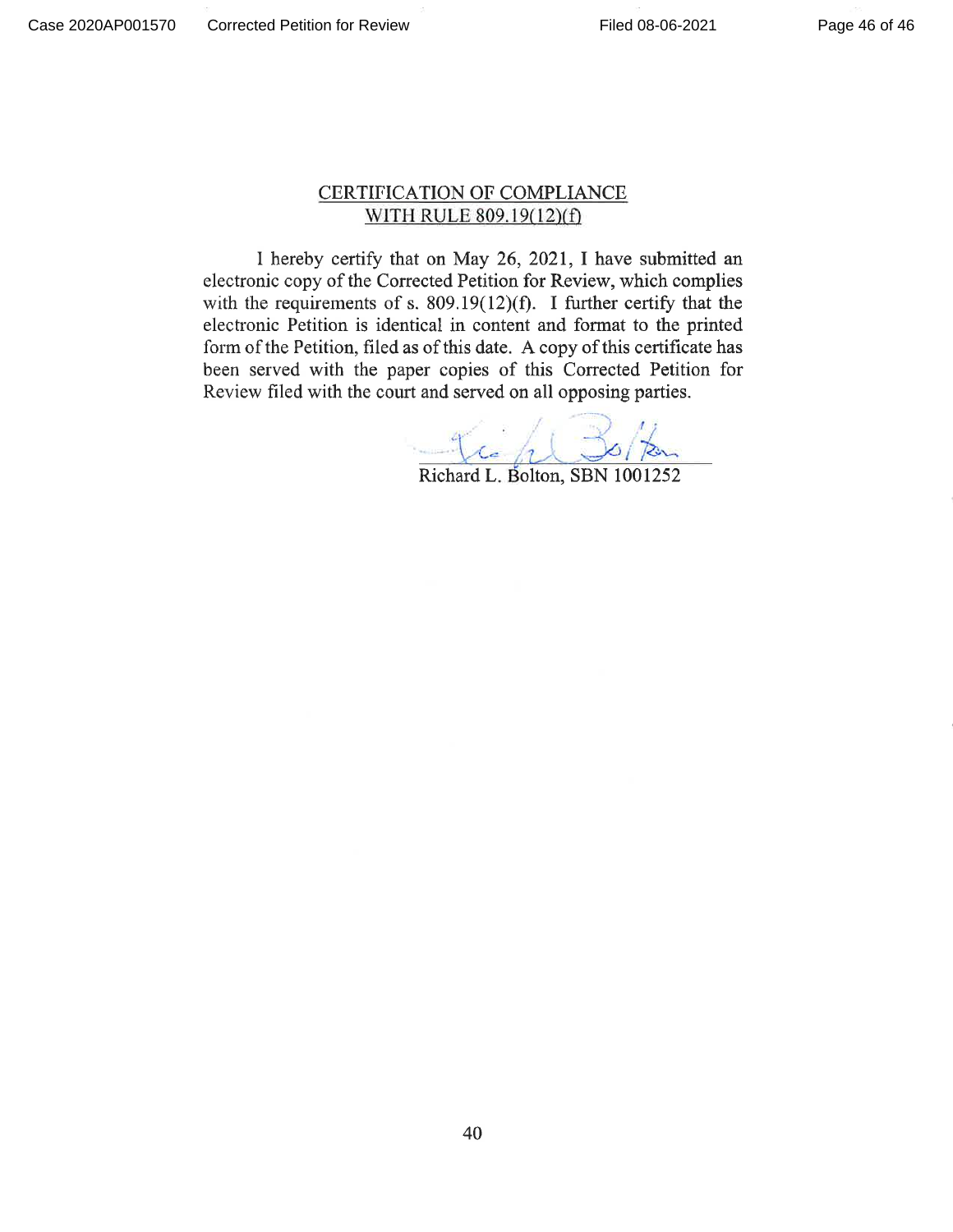## CERTIFICATION OF COMPLIANCE WITH RULE 809.19(12)(f)

I hereby certify that on May 26, 2021, I have submitted an electronic copy of the Corrected Petition for Review, which complies with the requirements of s. 809.19(12)(f). I further certify that the electronic Petition is identical in content and format to the printed form of the Petition, filed as of this date. A copy of this certificate has been served with the paper copies of this Corrected Petition for Review filed with the court and served on all opposing parties.

Richard L. Bolton, SBN 1001252